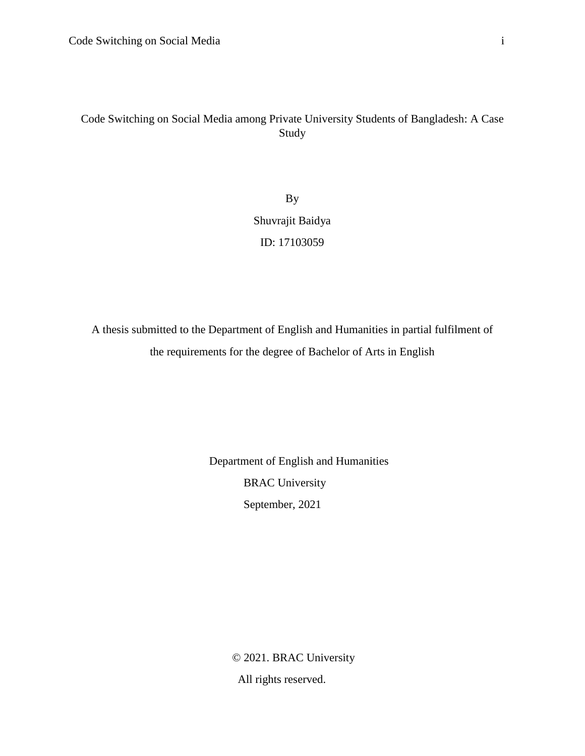# Code Switching on Social Media among Private University Students of Bangladesh: A Case Study

By

Shuvrajit Baidya

ID: 17103059

A thesis submitted to the Department of English and Humanities in partial fulfilment of the requirements for the degree of Bachelor of Arts in English

Department of English and Humanities

BRAC University

September, 2021

© 2021. BRAC University

All rights reserved.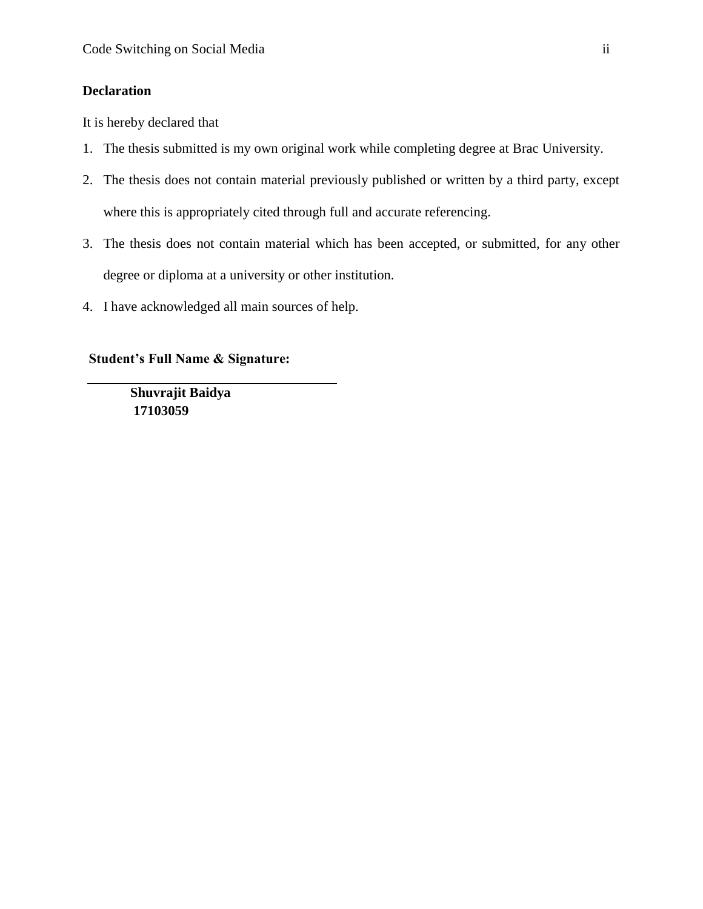## Declaration

It is hereby declared that

1. The thesis submitted is my own original work while completing degree at Brac University.
2. The thesis does not contain material previously published or written by a third party, except where this is appropriately cited through full and accurate referencing.
3. The thesis does not contain material which has been accepted, or submitted, for any other degree or diploma at a university or other institution.
4. I have acknowledged all main sources of help.

**Student's Full Name & Signature:**

______________________________

**Shuvrajit Baidya**
**17103059**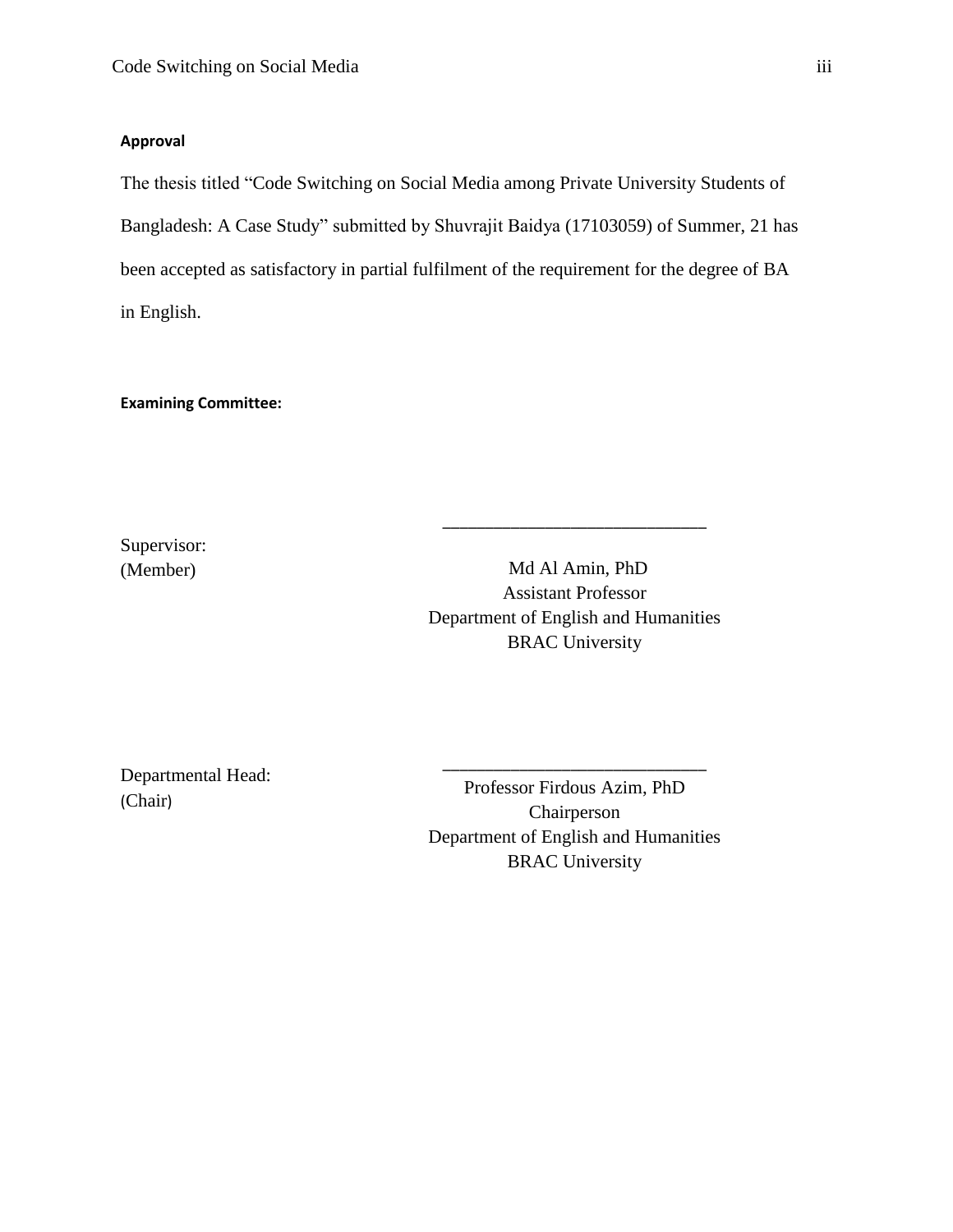**Approval**

The thesis titled "Code Switching on Social Media among Private University Students of Bangladesh: A Case Study" submitted by Shuvrajit Baidya (17103059) of Summer, 21 has been accepted as satisfactory in partial fulfilment of the requirement for the degree of BA in English.

**Examining Committee:**

Supervisor:
(Member)

\_\_\_\_\_\_\_\_\_\_\_\_\_\_\_\_\_\_\_\_\_\_\_\_\_\_\_\_

Md Al Amin, PhD
Assistant Professor
Department of English and Humanities
BRAC University

Departmental Head:
(Chair)

\_\_\_\_\_\_\_\_\_\_\_\_\_\_\_\_\_\_\_\_\_\_\_\_\_\_\_\_

Professor Firdous Azim, PhD
Chairperson
Department of English and Humanities
BRAC University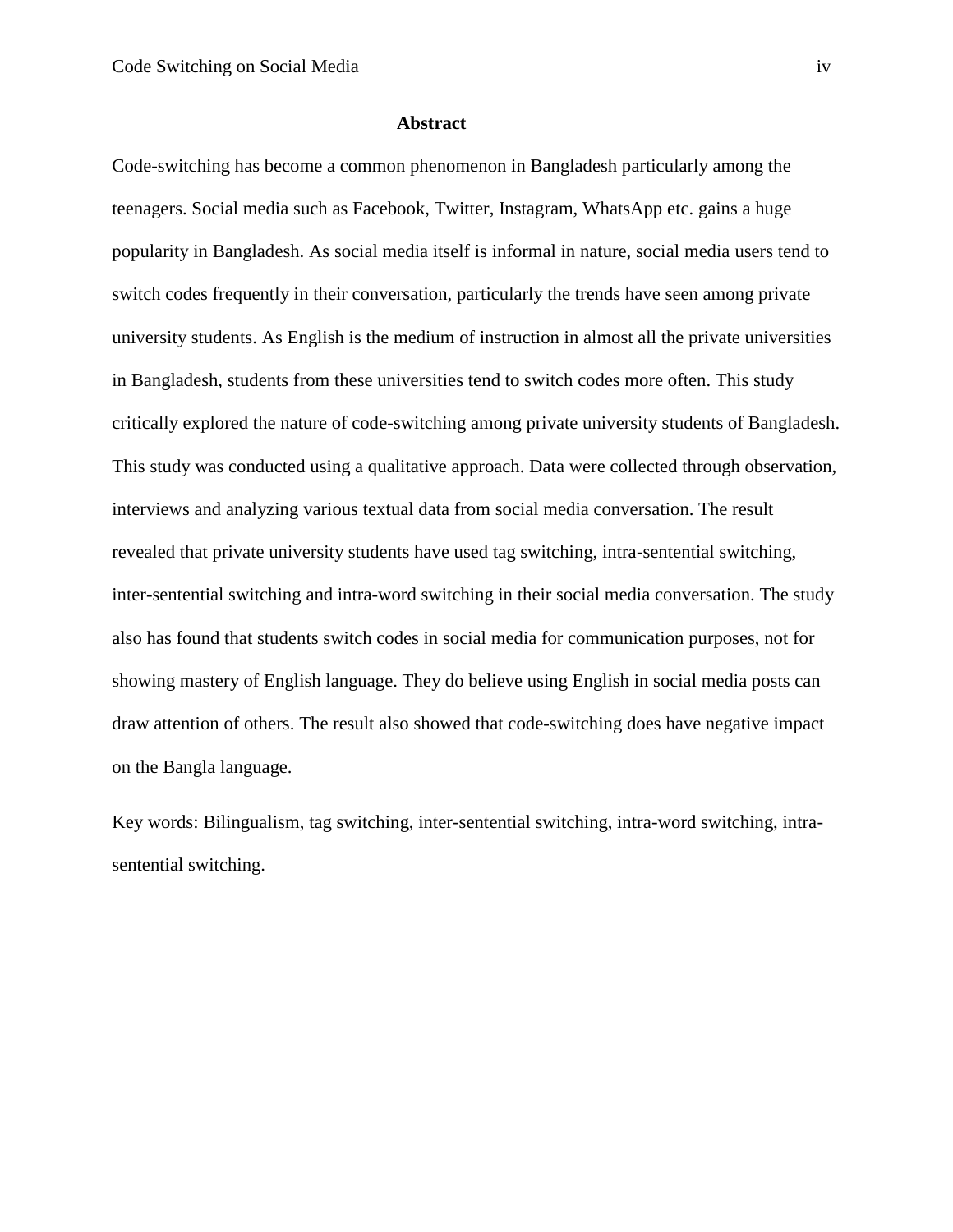# Abstract

Code-switching has become a common phenomenon in Bangladesh particularly among the teenagers. Social media such as Facebook, Twitter, Instagram, WhatsApp etc. gains a huge popularity in Bangladesh. As social media itself is informal in nature, social media users tend to switch codes frequently in their conversation, particularly the trends have seen among private university students. As English is the medium of instruction in almost all the private universities in Bangladesh, students from these universities tend to switch codes more often. This study critically explored the nature of code-switching among private university students of Bangladesh. This study was conducted using a qualitative approach. Data were collected through observation, interviews and analyzing various textual data from social media conversation. The result revealed that private university students have used tag switching, intra-sentential switching, inter-sentential switching and intra-word switching in their social media conversation. The study also has found that students switch codes in social media for communication purposes, not for showing mastery of English language. They do believe using English in social media posts can draw attention of others. The result also showed that code-switching does have negative impact on the Bangla language.

Key words: Bilingualism, tag switching, inter-sentential switching, intra-word switching, intra-sentential switching.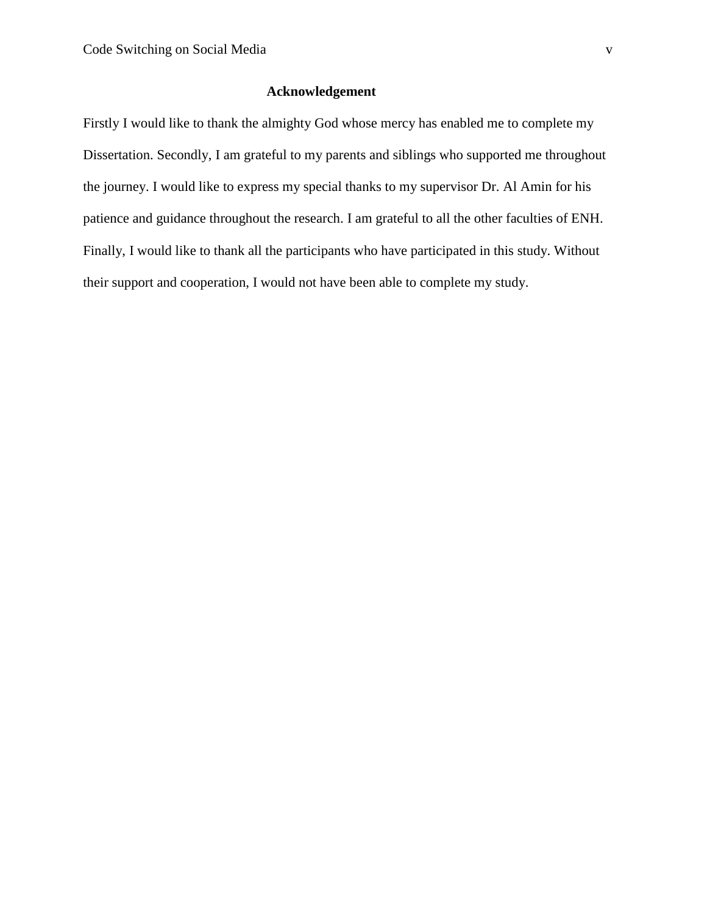## Acknowledgement

Firstly I would like to thank the almighty God whose mercy has enabled me to complete my Dissertation. Secondly, I am grateful to my parents and siblings who supported me throughout the journey. I would like to express my special thanks to my supervisor Dr. Al Amin for his patience and guidance throughout the research. I am grateful to all the other faculties of ENH. Finally, I would like to thank all the participants who have participated in this study. Without their support and cooperation, I would not have been able to complete my study.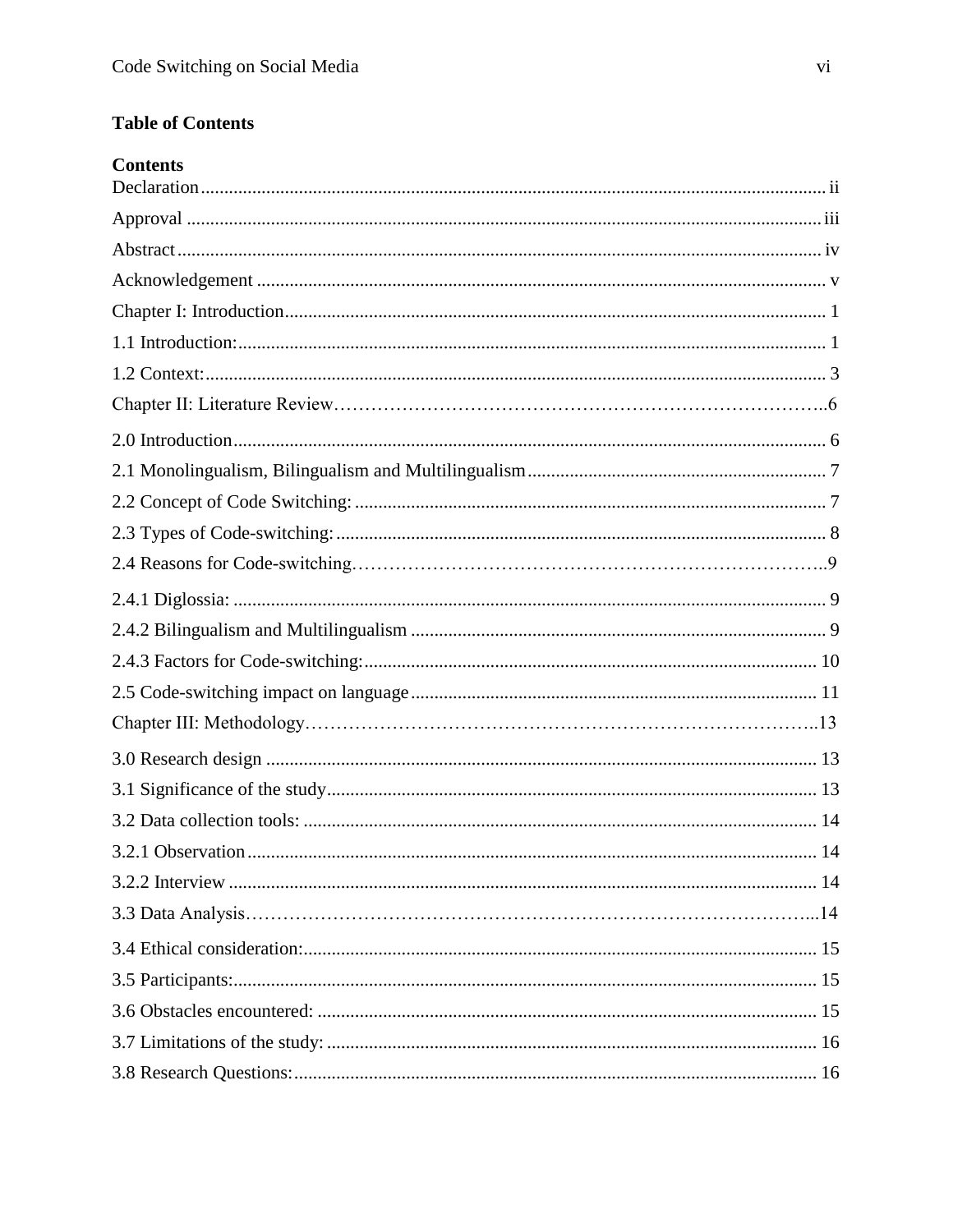**Table of Contents**

**Contents**

Declaration ..................................................................................................................... ii
Approval ........................................................................................................................ iii
Abstract .......................................................................................................................... iv
Acknowledgement ........................................................................................................... v
Chapter I: Introduction ................................................................................................... 1
1.1 Introduction: .............................................................................................................. 1
1.2 Context: ..................................................................................................................... 3
Chapter II: Literature Review……………………………………………………………………..6
2.0 Introduction ............................................................................................................... 6
2.1 Monolingualism, Bilingualism and Multilingualism ................................................. 7
2.2 Concept of Code Switching: ...................................................................................... 7
2.3 Types of Code-switching: .......................................................................................... 8
2.4 Reasons for Code-switching………………………………………………………………..9
2.4.1 Diglossia: ................................................................................................................ 9
2.4.2 Bilingualism and Multilingualism .......................................................................... 9
2.4.3 Factors for Code-switching: .................................................................................. 10
2.5 Code-switching impact on language ........................................................................ 11
Chapter III: Methodology………………………………………………………………………..13
3.0 Research design ....................................................................................................... 13
3.1 Significance of the study .......................................................................................... 13
3.2 Data collection tools: ............................................................................................... 14
3.2.1 Observation .......................................................................................................... 14
3.2.2 Interview .............................................................................................................. 14
3.3 Data Analysis………………………………………………………………………………...14
3.4 Ethical consideration: ............................................................................................... 15
3.5 Participants: ............................................................................................................. 15
3.6 Obstacles encountered: ............................................................................................ 15
3.7 Limitations of the study: .......................................................................................... 16
3.8 Research Questions: ................................................................................................. 16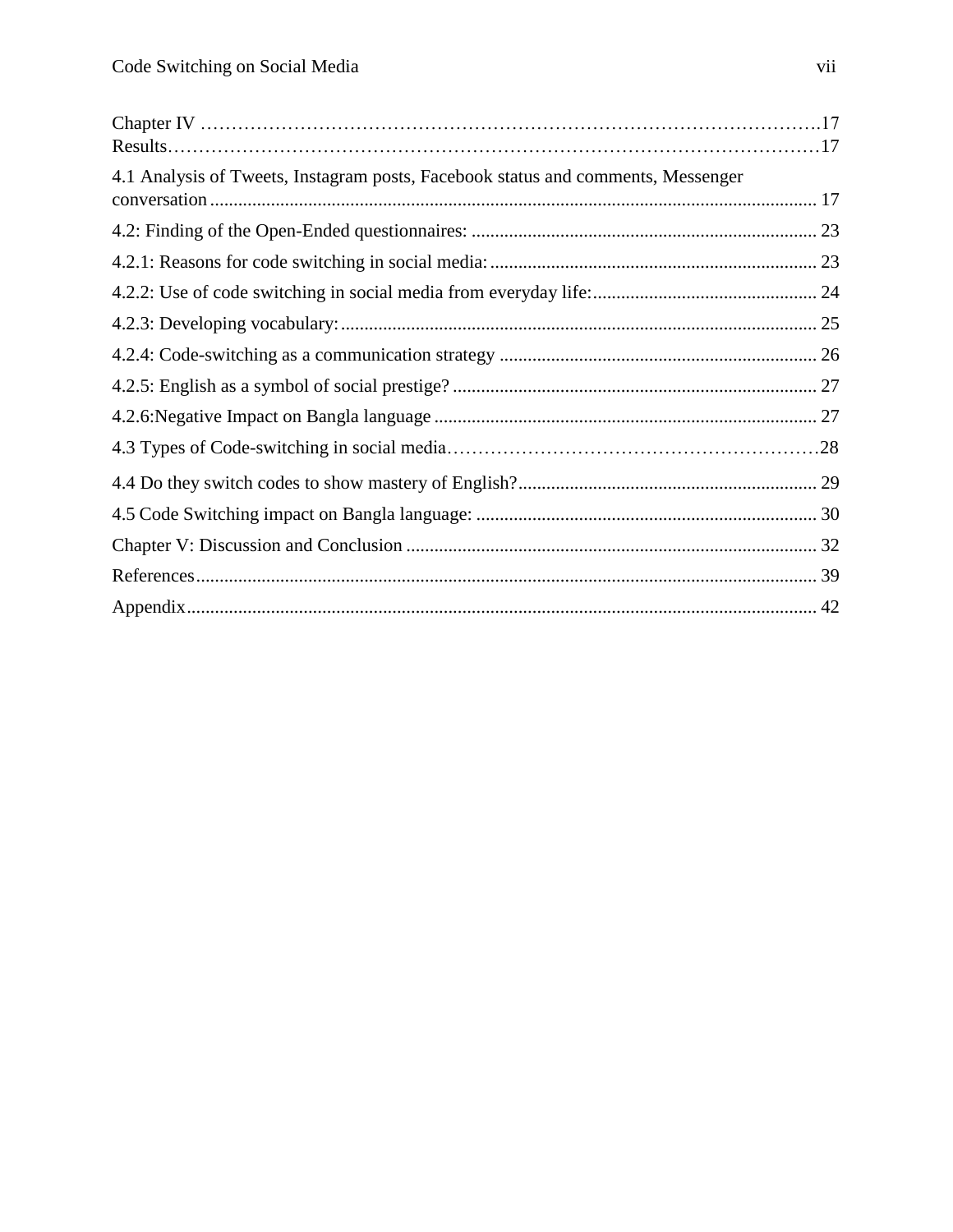Chapter IV ………………………………………………………………………………………….17
Results…………………………………………………………………………………………17

4.1 Analysis of Tweets, Instagram posts, Facebook status and comments, Messenger conversation ............................................................................................................................ 17

4.2: Finding of the Open-Ended questionnaires: ......................................................................... 23

4.2.1: Reasons for code switching in social media: ..................................................................... 23

4.2.2: Use of code switching in social media from everyday life: ................................................ 24

4.2.3: Developing vocabulary: ..................................................................................................... 25

4.2.4: Code-switching as a communication strategy .................................................................... 26

4.2.5: English as a symbol of social prestige? .............................................................................. 27

4.2.6:Negative Impact on Bangla language .................................................................................. 27

4.3 Types of Code-switching in social media…………………………………………………28

4.4 Do they switch codes to show mastery of English? ................................................................ 29

4.5 Code Switching impact on Bangla language: ........................................................................ 30

Chapter V: Discussion and Conclusion ........................................................................................ 32

References .................................................................................................................................... 39

Appendix ...................................................................................................................................... 42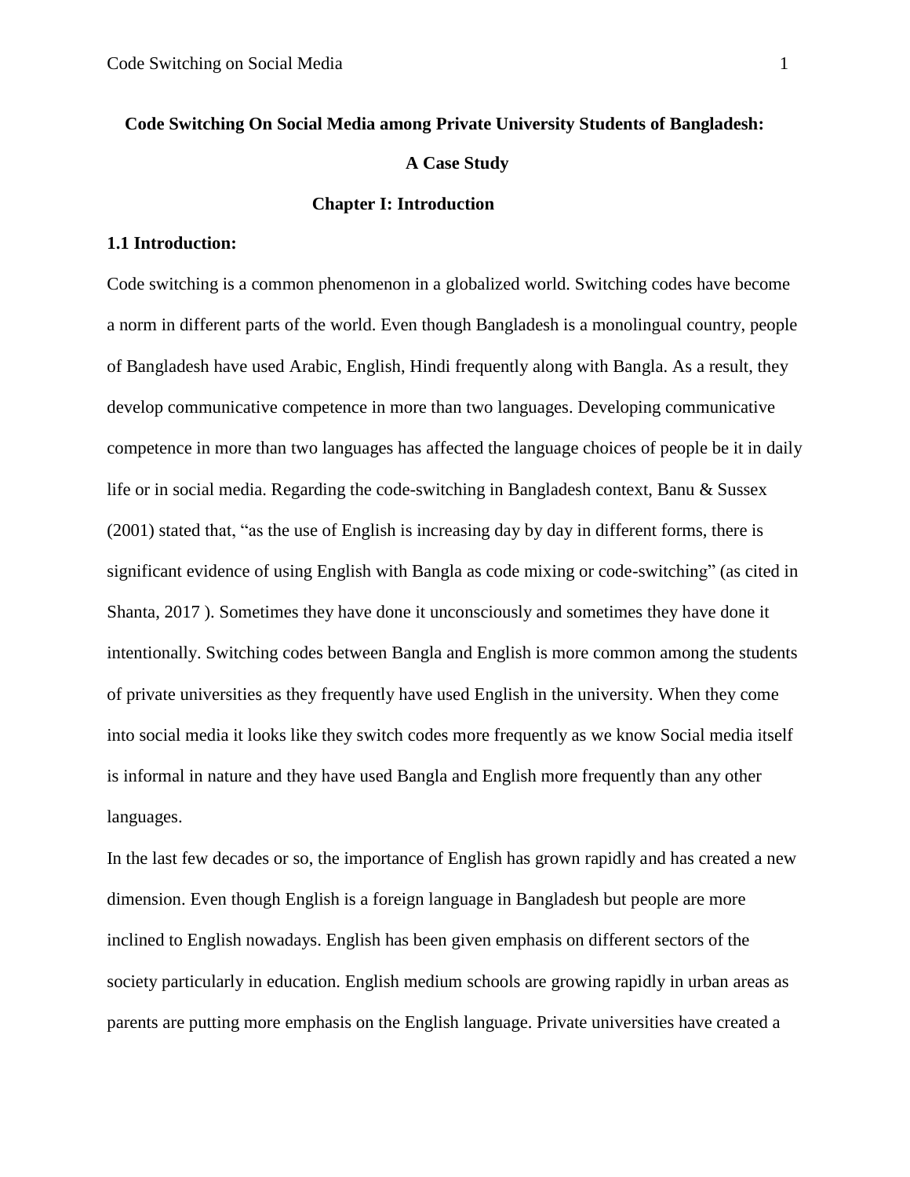**Code Switching On Social Media among Private University Students of Bangladesh: A Case Study**

**Chapter I: Introduction**

**1.1 Introduction:**

Code switching is a common phenomenon in a globalized world. Switching codes have become a norm in different parts of the world. Even though Bangladesh is a monolingual country, people of Bangladesh have used Arabic, English, Hindi frequently along with Bangla. As a result, they develop communicative competence in more than two languages. Developing communicative competence in more than two languages has affected the language choices of people be it in daily life or in social media. Regarding the code-switching in Bangladesh context, Banu & Sussex (2001) stated that, "as the use of English is increasing day by day in different forms, there is significant evidence of using English with Bangla as code mixing or code-switching" (as cited in Shanta, 2017 ). Sometimes they have done it unconsciously and sometimes they have done it intentionally. Switching codes between Bangla and English is more common among the students of private universities as they frequently have used English in the university. When they come into social media it looks like they switch codes more frequently as we know Social media itself is informal in nature and they have used Bangla and English more frequently than any other languages.

In the last few decades or so, the importance of English has grown rapidly and has created a new dimension. Even though English is a foreign language in Bangladesh but people are more inclined to English nowadays. English has been given emphasis on different sectors of the society particularly in education. English medium schools are growing rapidly in urban areas as parents are putting more emphasis on the English language. Private universities have created a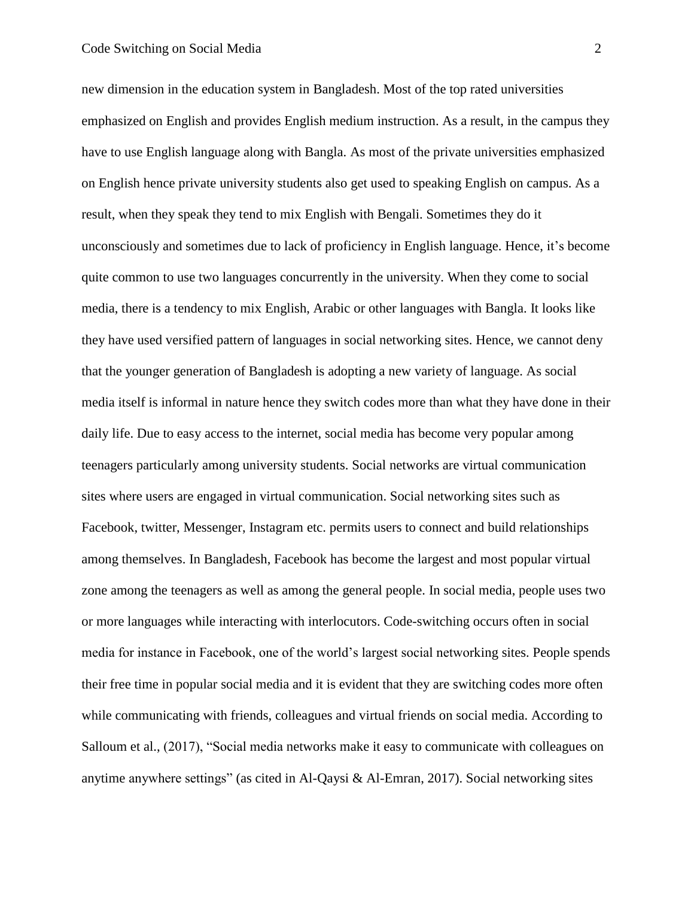new dimension in the education system in Bangladesh. Most of the top rated universities emphasized on English and provides English medium instruction. As a result, in the campus they have to use English language along with Bangla. As most of the private universities emphasized on English hence private university students also get used to speaking English on campus. As a result, when they speak they tend to mix English with Bengali. Sometimes they do it unconsciously and sometimes due to lack of proficiency in English language. Hence, it's become quite common to use two languages concurrently in the university. When they come to social media, there is a tendency to mix English, Arabic or other languages with Bangla. It looks like they have used versified pattern of languages in social networking sites. Hence, we cannot deny that the younger generation of Bangladesh is adopting a new variety of language. As social media itself is informal in nature hence they switch codes more than what they have done in their daily life. Due to easy access to the internet, social media has become very popular among teenagers particularly among university students. Social networks are virtual communication sites where users are engaged in virtual communication. Social networking sites such as Facebook, twitter, Messenger, Instagram etc. permits users to connect and build relationships among themselves. In Bangladesh, Facebook has become the largest and most popular virtual zone among the teenagers as well as among the general people. In social media, people uses two or more languages while interacting with interlocutors. Code-switching occurs often in social media for instance in Facebook, one of the world's largest social networking sites. People spends their free time in popular social media and it is evident that they are switching codes more often while communicating with friends, colleagues and virtual friends on social media. According to Salloum et al., (2017), "Social media networks make it easy to communicate with colleagues on anytime anywhere settings" (as cited in Al-Qaysi & Al-Emran, 2017). Social networking sites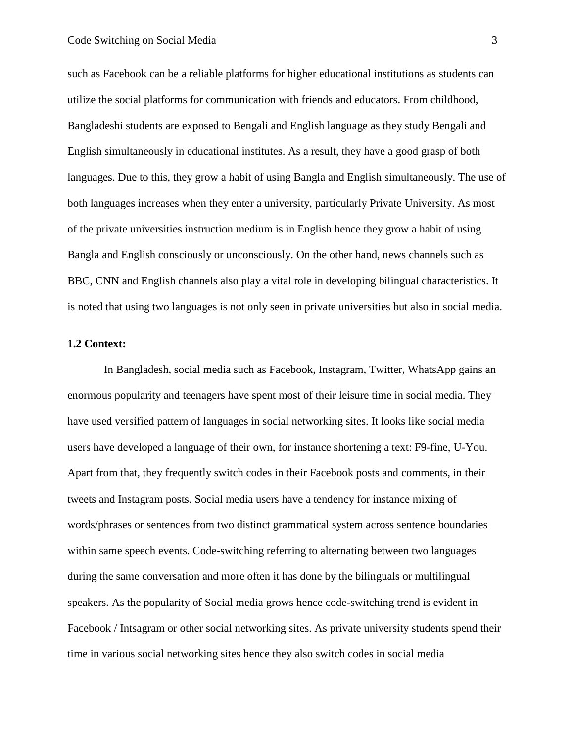such as Facebook can be a reliable platforms for higher educational institutions as students can utilize the social platforms for communication with friends and educators. From childhood, Bangladeshi students are exposed to Bengali and English language as they study Bengali and English simultaneously in educational institutes. As a result, they have a good grasp of both languages. Due to this, they grow a habit of using Bangla and English simultaneously. The use of both languages increases when they enter a university, particularly Private University. As most of the private universities instruction medium is in English hence they grow a habit of using Bangla and English consciously or unconsciously. On the other hand, news channels such as BBC, CNN and English channels also play a vital role in developing bilingual characteristics. It is noted that using two languages is not only seen in private universities but also in social media.

**1.2 Context:**

In Bangladesh, social media such as Facebook, Instagram, Twitter, WhatsApp gains an enormous popularity and teenagers have spent most of their leisure time in social media. They have used versified pattern of languages in social networking sites. It looks like social media users have developed a language of their own, for instance shortening a text: F9-fine, U-You. Apart from that, they frequently switch codes in their Facebook posts and comments, in their tweets and Instagram posts. Social media users have a tendency for instance mixing of words/phrases or sentences from two distinct grammatical system across sentence boundaries within same speech events. Code-switching referring to alternating between two languages during the same conversation and more often it has done by the bilinguals or multilingual speakers. As the popularity of Social media grows hence code-switching trend is evident in Facebook / Intsagram or other social networking sites. As private university students spend their time in various social networking sites hence they also switch codes in social media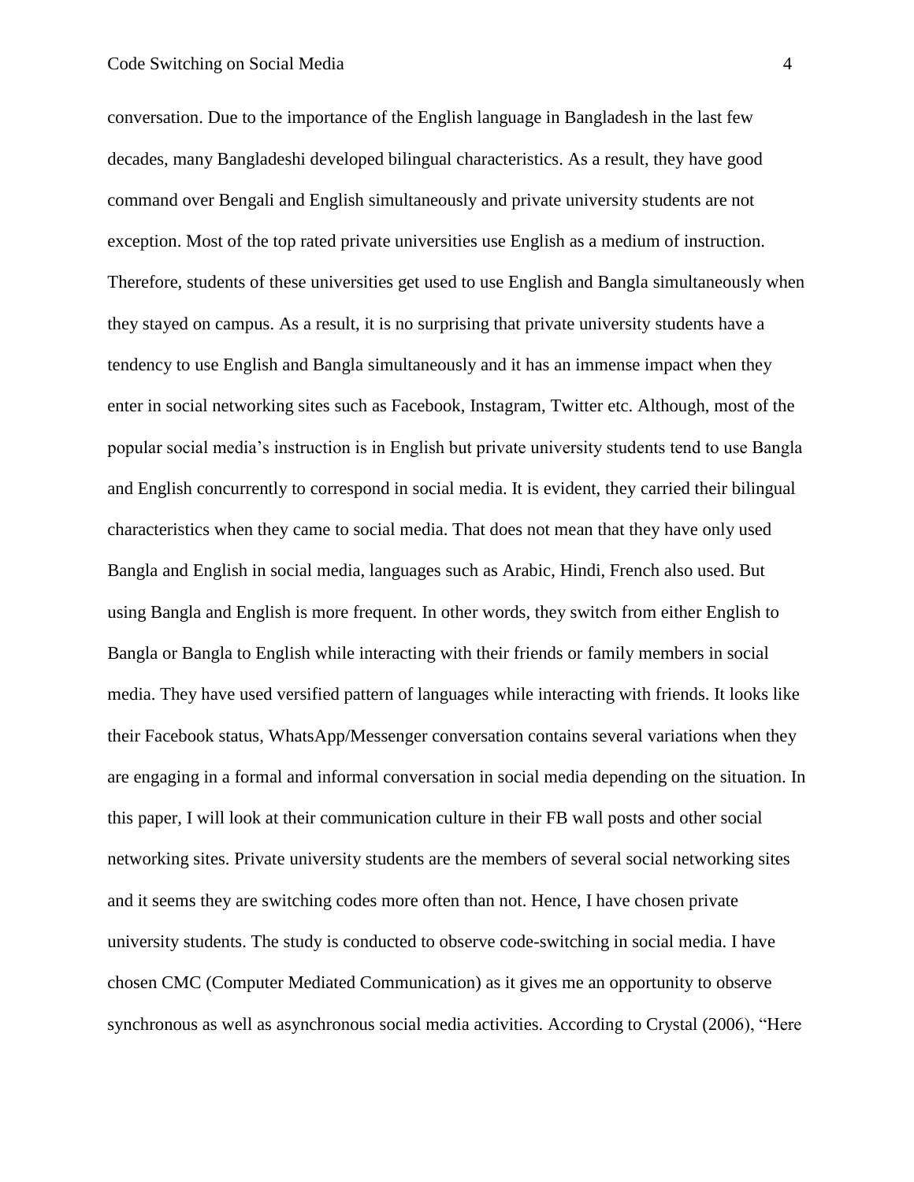conversation. Due to the importance of the English language in Bangladesh in the last few decades, many Bangladeshi developed bilingual characteristics. As a result, they have good command over Bengali and English simultaneously and private university students are not exception. Most of the top rated private universities use English as a medium of instruction. Therefore, students of these universities get used to use English and Bangla simultaneously when they stayed on campus. As a result, it is no surprising that private university students have a tendency to use English and Bangla simultaneously and it has an immense impact when they enter in social networking sites such as Facebook, Instagram, Twitter etc. Although, most of the popular social media's instruction is in English but private university students tend to use Bangla and English concurrently to correspond in social media. It is evident, they carried their bilingual characteristics when they came to social media. That does not mean that they have only used Bangla and English in social media, languages such as Arabic, Hindi, French also used. But using Bangla and English is more frequent. In other words, they switch from either English to Bangla or Bangla to English while interacting with their friends or family members in social media. They have used versified pattern of languages while interacting with friends. It looks like their Facebook status, WhatsApp/Messenger conversation contains several variations when they are engaging in a formal and informal conversation in social media depending on the situation. In this paper, I will look at their communication culture in their FB wall posts and other social networking sites. Private university students are the members of several social networking sites and it seems they are switching codes more often than not. Hence, I have chosen private university students. The study is conducted to observe code-switching in social media. I have chosen CMC (Computer Mediated Communication) as it gives me an opportunity to observe synchronous as well as asynchronous social media activities. According to Crystal (2006), "Here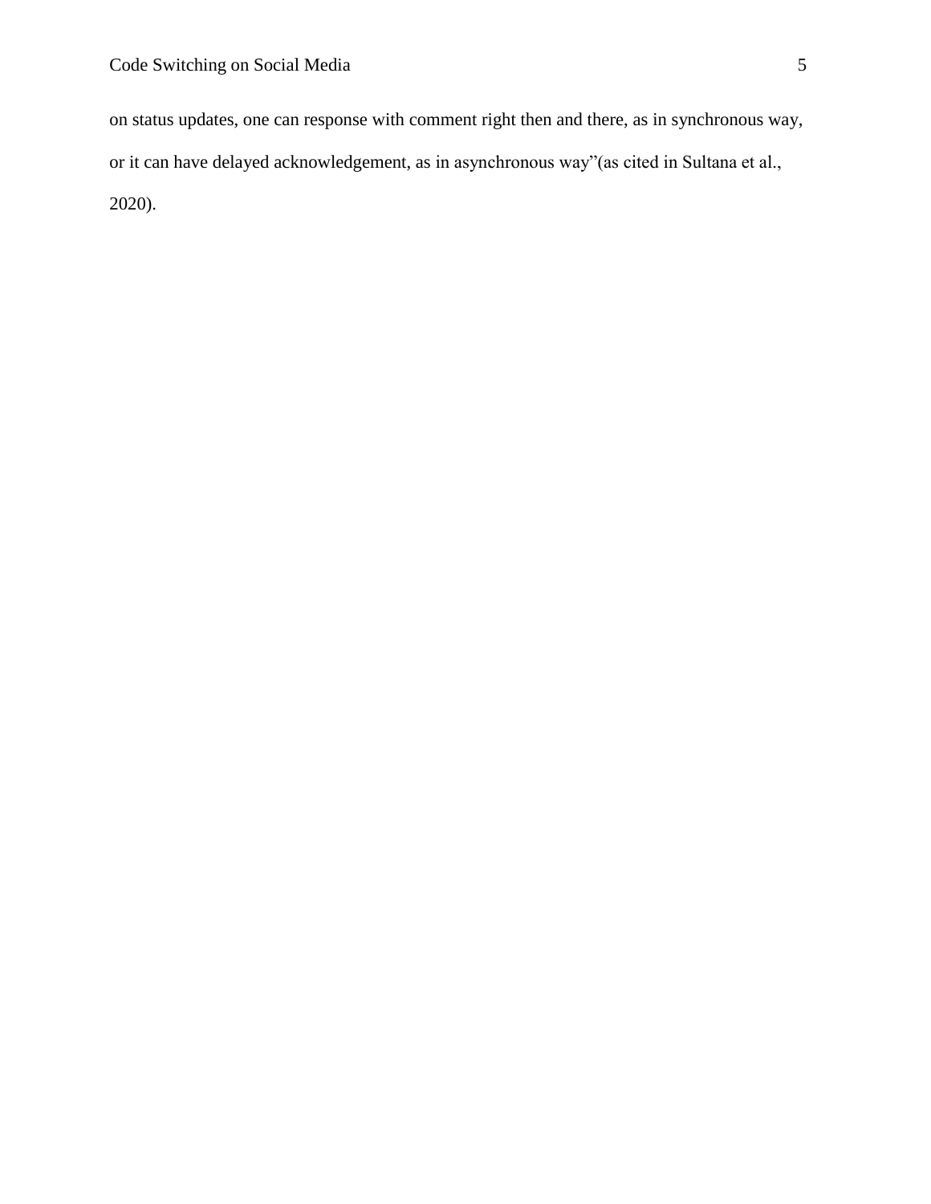on status updates, one can response with comment right then and there, as in synchronous way, or it can have delayed acknowledgement, as in asynchronous way"(as cited in Sultana et al., 2020).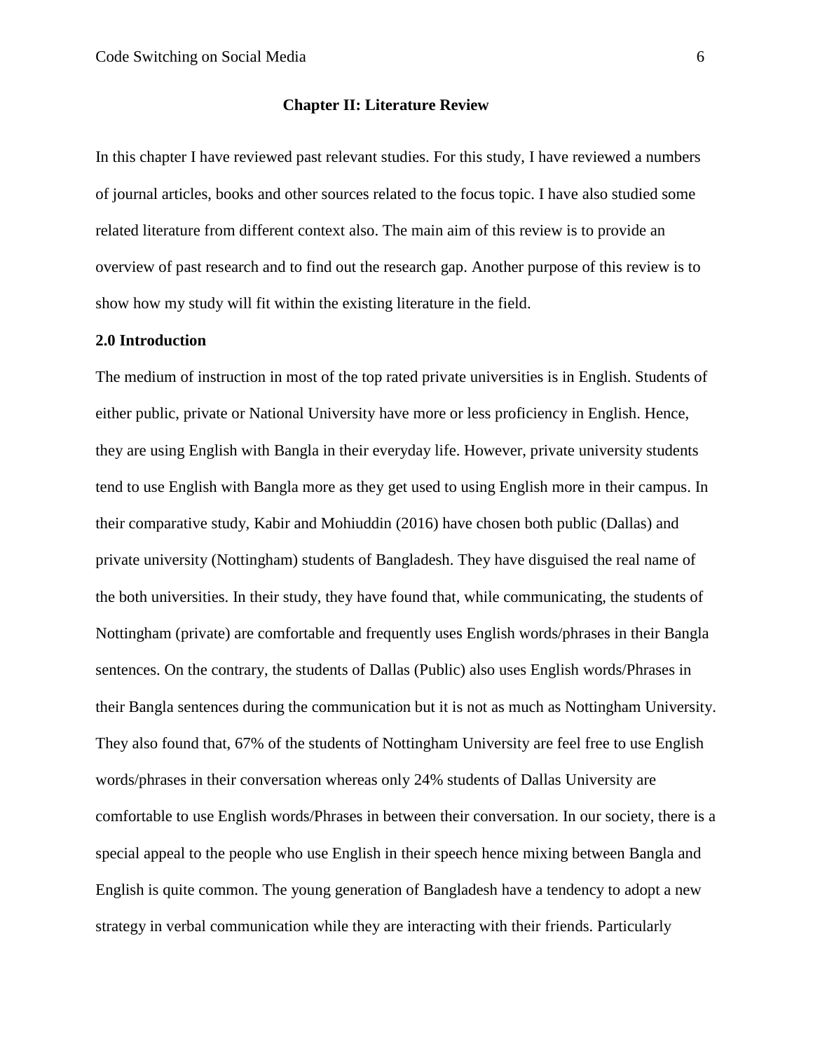## Chapter II: Literature Review

In this chapter I have reviewed past relevant studies. For this study, I have reviewed a numbers of journal articles, books and other sources related to the focus topic. I have also studied some related literature from different context also. The main aim of this review is to provide an overview of past research and to find out the research gap. Another purpose of this review is to show how my study will fit within the existing literature in the field.

### 2.0 Introduction

The medium of instruction in most of the top rated private universities is in English. Students of either public, private or National University have more or less proficiency in English. Hence, they are using English with Bangla in their everyday life. However, private university students tend to use English with Bangla more as they get used to using English more in their campus. In their comparative study, Kabir and Mohiuddin (2016) have chosen both public (Dallas) and private university (Nottingham) students of Bangladesh. They have disguised the real name of the both universities. In their study, they have found that, while communicating, the students of Nottingham (private) are comfortable and frequently uses English words/phrases in their Bangla sentences. On the contrary, the students of Dallas (Public) also uses English words/Phrases in their Bangla sentences during the communication but it is not as much as Nottingham University. They also found that, 67% of the students of Nottingham University are feel free to use English words/phrases in their conversation whereas only 24% students of Dallas University are comfortable to use English words/Phrases in between their conversation. In our society, there is a special appeal to the people who use English in their speech hence mixing between Bangla and English is quite common. The young generation of Bangladesh have a tendency to adopt a new strategy in verbal communication while they are interacting with their friends. Particularly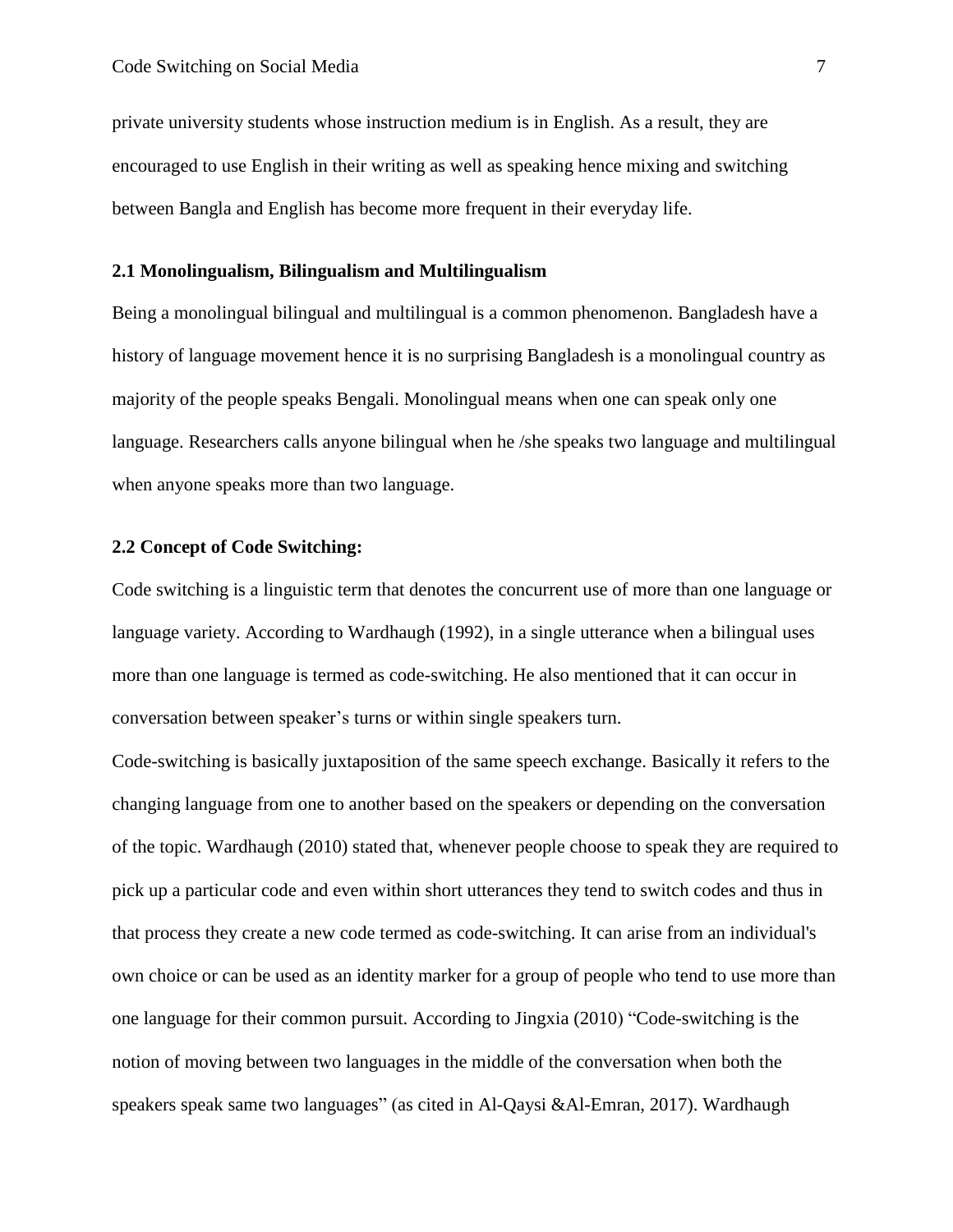private university students whose instruction medium is in English. As a result, they are encouraged to use English in their writing as well as speaking hence mixing and switching between Bangla and English has become more frequent in their everyday life.

### 2.1 Monolingualism, Bilingualism and Multilingualism

Being a monolingual bilingual and multilingual is a common phenomenon. Bangladesh have a history of language movement hence it is no surprising Bangladesh is a monolingual country as majority of the people speaks Bengali. Monolingual means when one can speak only one language. Researchers calls anyone bilingual when he /she speaks two language and multilingual when anyone speaks more than two language.

### 2.2 Concept of Code Switching:

Code switching is a linguistic term that denotes the concurrent use of more than one language or language variety. According to Wardhaugh (1992), in a single utterance when a bilingual uses more than one language is termed as code-switching. He also mentioned that it can occur in conversation between speaker's turns or within single speakers turn.

Code-switching is basically juxtaposition of the same speech exchange. Basically it refers to the changing language from one to another based on the speakers or depending on the conversation of the topic. Wardhaugh (2010) stated that, whenever people choose to speak they are required to pick up a particular code and even within short utterances they tend to switch codes and thus in that process they create a new code termed as code-switching. It can arise from an individual's own choice or can be used as an identity marker for a group of people who tend to use more than one language for their common pursuit. According to Jingxia (2010) "Code-switching is the notion of moving between two languages in the middle of the conversation when both the speakers speak same two languages" (as cited in Al-Qaysi &Al-Emran, 2017). Wardhaugh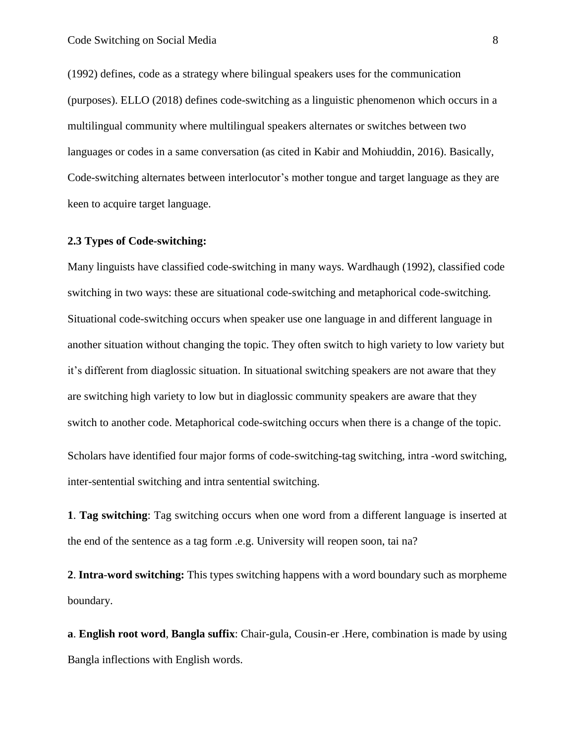(1992) defines, code as a strategy where bilingual speakers uses for the communication (purposes). ELLO (2018) defines code-switching as a linguistic phenomenon which occurs in a multilingual community where multilingual speakers alternates or switches between two languages or codes in a same conversation (as cited in Kabir and Mohiuddin, 2016). Basically, Code-switching alternates between interlocutor's mother tongue and target language as they are keen to acquire target language.

### 2.3 Types of Code-switching:

Many linguists have classified code-switching in many ways. Wardhaugh (1992), classified code switching in two ways: these are situational code-switching and metaphorical code-switching. Situational code-switching occurs when speaker use one language in and different language in another situation without changing the topic. They often switch to high variety to low variety but it's different from diaglossic situation. In situational switching speakers are not aware that they are switching high variety to low but in diaglossic community speakers are aware that they switch to another code. Metaphorical code-switching occurs when there is a change of the topic.

Scholars have identified four major forms of code-switching-tag switching, intra -word switching, inter-sentential switching and intra sentential switching.

**1**. **Tag switching**: Tag switching occurs when one word from a different language is inserted at the end of the sentence as a tag form .e.g. University will reopen soon, tai na?

**2**. **Intra-word switching:** This types switching happens with a word boundary such as morpheme boundary.

**a**. **English root word**, **Bangla suffix**: Chair-gula, Cousin-er .Here, combination is made by using Bangla inflections with English words.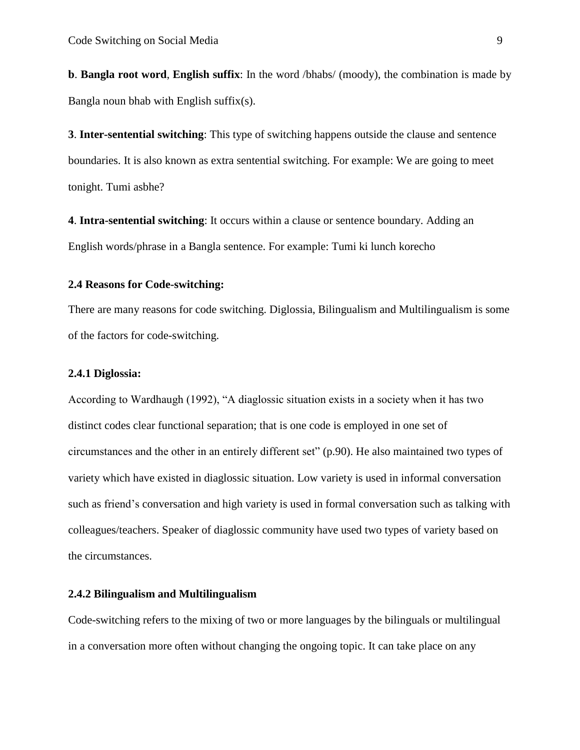**b**. **Bangla root word**, **English suffix**: In the word /bhabs/ (moody), the combination is made by Bangla noun bhab with English suffix(s).

**3**. **Inter-sentential switching**: This type of switching happens outside the clause and sentence boundaries. It is also known as extra sentential switching. For example: We are going to meet tonight. Tumi asbhe?

**4**. **Intra-sentential switching**: It occurs within a clause or sentence boundary. Adding an English words/phrase in a Bangla sentence. For example: Tumi ki lunch korecho

### 2.4 Reasons for Code-switching:

There are many reasons for code switching. Diglossia, Bilingualism and Multilingualism is some of the factors for code-switching.

#### 2.4.1 Diglossia:

According to Wardhaugh (1992), "A diaglossic situation exists in a society when it has two distinct codes clear functional separation; that is one code is employed in one set of circumstances and the other in an entirely different set" (p.90). He also maintained two types of variety which have existed in diaglossic situation. Low variety is used in informal conversation such as friend's conversation and high variety is used in formal conversation such as talking with colleagues/teachers. Speaker of diaglossic community have used two types of variety based on the circumstances.

#### 2.4.2 Bilingualism and Multilingualism

Code-switching refers to the mixing of two or more languages by the bilinguals or multilingual in a conversation more often without changing the ongoing topic. It can take place on any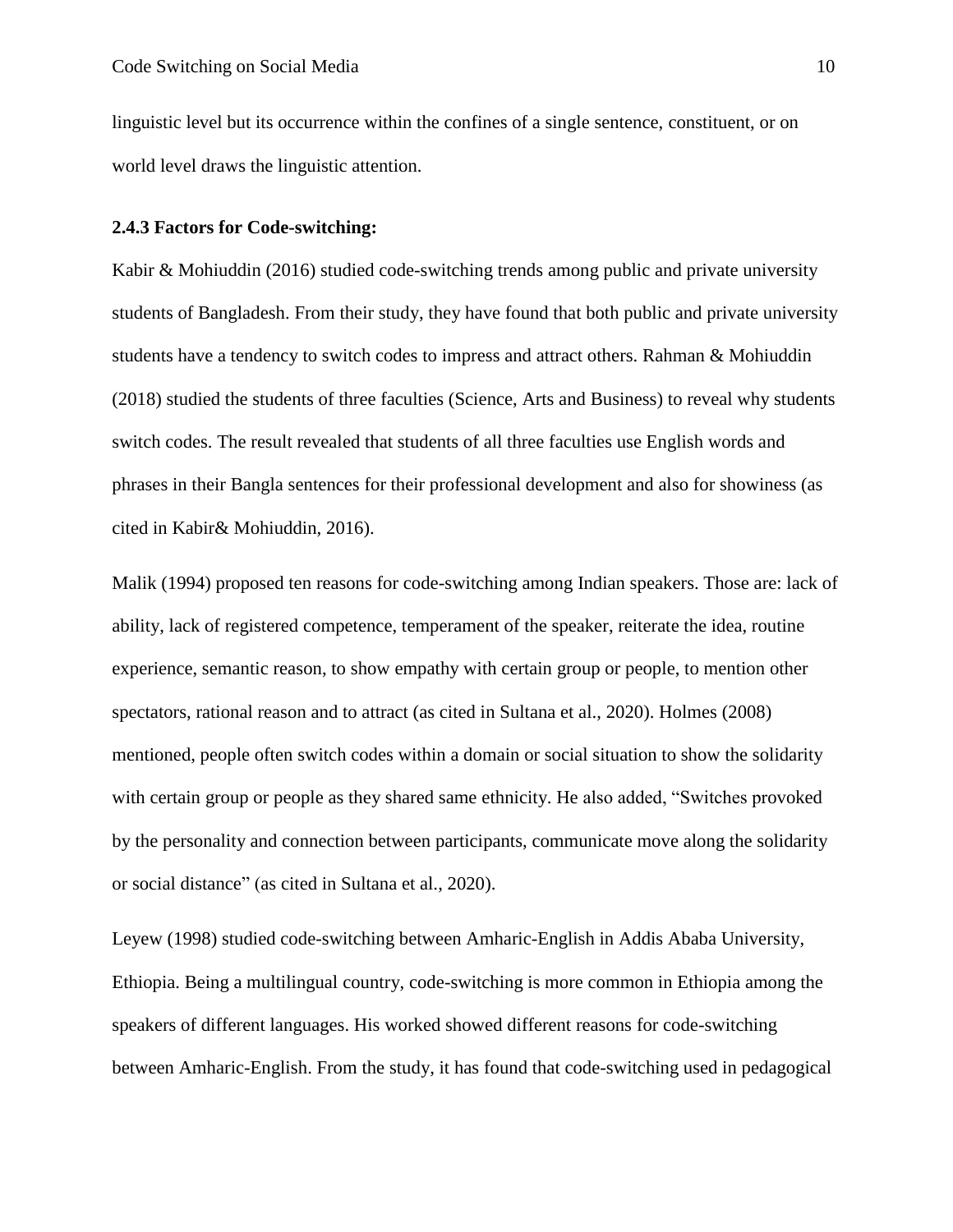linguistic level but its occurrence within the confines of a single sentence, constituent, or on world level draws the linguistic attention.

### 2.4.3 Factors for Code-switching:

Kabir & Mohiuddin (2016) studied code-switching trends among public and private university students of Bangladesh. From their study, they have found that both public and private university students have a tendency to switch codes to impress and attract others. Rahman & Mohiuddin (2018) studied the students of three faculties (Science, Arts and Business) to reveal why students switch codes. The result revealed that students of all three faculties use English words and phrases in their Bangla sentences for their professional development and also for showiness (as cited in Kabir& Mohiuddin, 2016).

Malik (1994) proposed ten reasons for code-switching among Indian speakers. Those are: lack of ability, lack of registered competence, temperament of the speaker, reiterate the idea, routine experience, semantic reason, to show empathy with certain group or people, to mention other spectators, rational reason and to attract (as cited in Sultana et al., 2020). Holmes (2008) mentioned, people often switch codes within a domain or social situation to show the solidarity with certain group or people as they shared same ethnicity. He also added, "Switches provoked by the personality and connection between participants, communicate move along the solidarity or social distance" (as cited in Sultana et al., 2020).

Leyew (1998) studied code-switching between Amharic-English in Addis Ababa University, Ethiopia. Being a multilingual country, code-switching is more common in Ethiopia among the speakers of different languages. His worked showed different reasons for code-switching between Amharic-English. From the study, it has found that code-switching used in pedagogical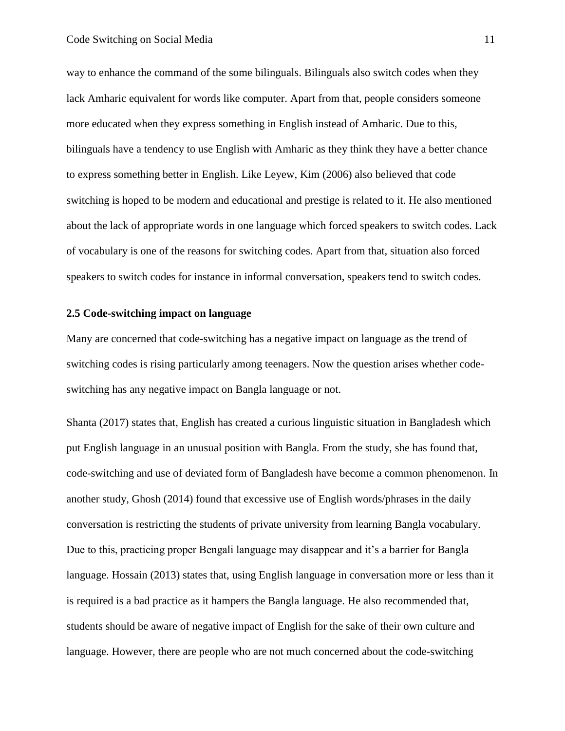way to enhance the command of the some bilinguals. Bilinguals also switch codes when they lack Amharic equivalent for words like computer. Apart from that, people considers someone more educated when they express something in English instead of Amharic. Due to this, bilinguals have a tendency to use English with Amharic as they think they have a better chance to express something better in English. Like Leyew, Kim (2006) also believed that code switching is hoped to be modern and educational and prestige is related to it. He also mentioned about the lack of appropriate words in one language which forced speakers to switch codes. Lack of vocabulary is one of the reasons for switching codes. Apart from that, situation also forced speakers to switch codes for instance in informal conversation, speakers tend to switch codes.

### 2.5 Code-switching impact on language

Many are concerned that code-switching has a negative impact on language as the trend of switching codes is rising particularly among teenagers. Now the question arises whether code-switching has any negative impact on Bangla language or not.

Shanta (2017) states that, English has created a curious linguistic situation in Bangladesh which put English language in an unusual position with Bangla. From the study, she has found that, code-switching and use of deviated form of Bangladesh have become a common phenomenon. In another study, Ghosh (2014) found that excessive use of English words/phrases in the daily conversation is restricting the students of private university from learning Bangla vocabulary. Due to this, practicing proper Bengali language may disappear and it's a barrier for Bangla language. Hossain (2013) states that, using English language in conversation more or less than it is required is a bad practice as it hampers the Bangla language. He also recommended that, students should be aware of negative impact of English for the sake of their own culture and language. However, there are people who are not much concerned about the code-switching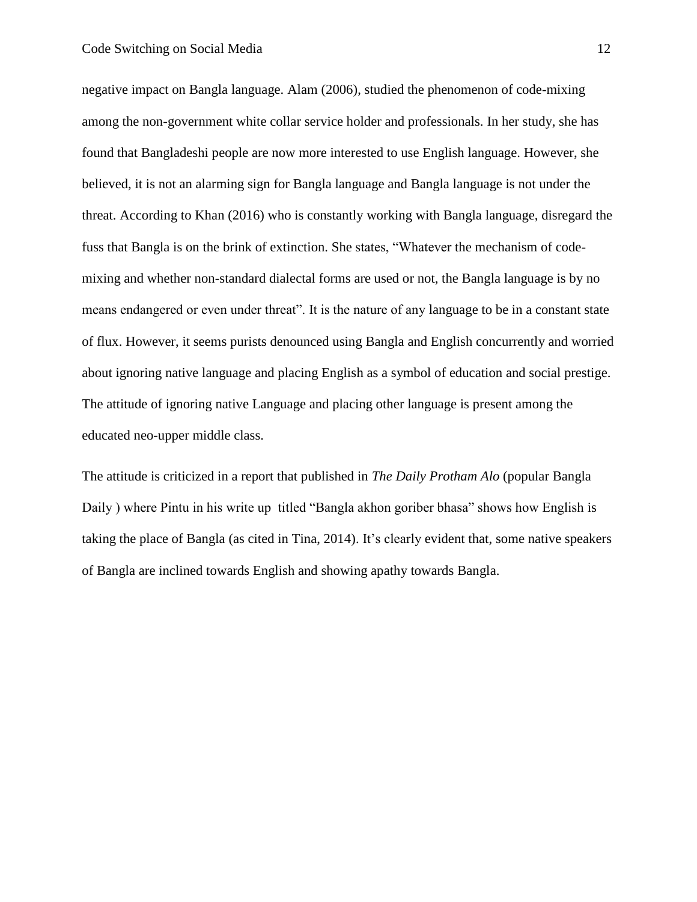negative impact on Bangla language. Alam (2006), studied the phenomenon of code-mixing among the non-government white collar service holder and professionals. In her study, she has found that Bangladeshi people are now more interested to use English language. However, she believed, it is not an alarming sign for Bangla language and Bangla language is not under the threat. According to Khan (2016) who is constantly working with Bangla language, disregard the fuss that Bangla is on the brink of extinction. She states, "Whatever the mechanism of code-mixing and whether non-standard dialectal forms are used or not, the Bangla language is by no means endangered or even under threat". It is the nature of any language to be in a constant state of flux. However, it seems purists denounced using Bangla and English concurrently and worried about ignoring native language and placing English as a symbol of education and social prestige. The attitude of ignoring native Language and placing other language is present among the educated neo-upper middle class.

The attitude is criticized in a report that published in *The Daily Protham Alo* (popular Bangla Daily ) where Pintu in his write up titled "Bangla akhon goriber bhasa" shows how English is taking the place of Bangla (as cited in Tina, 2014). It's clearly evident that, some native speakers of Bangla are inclined towards English and showing apathy towards Bangla.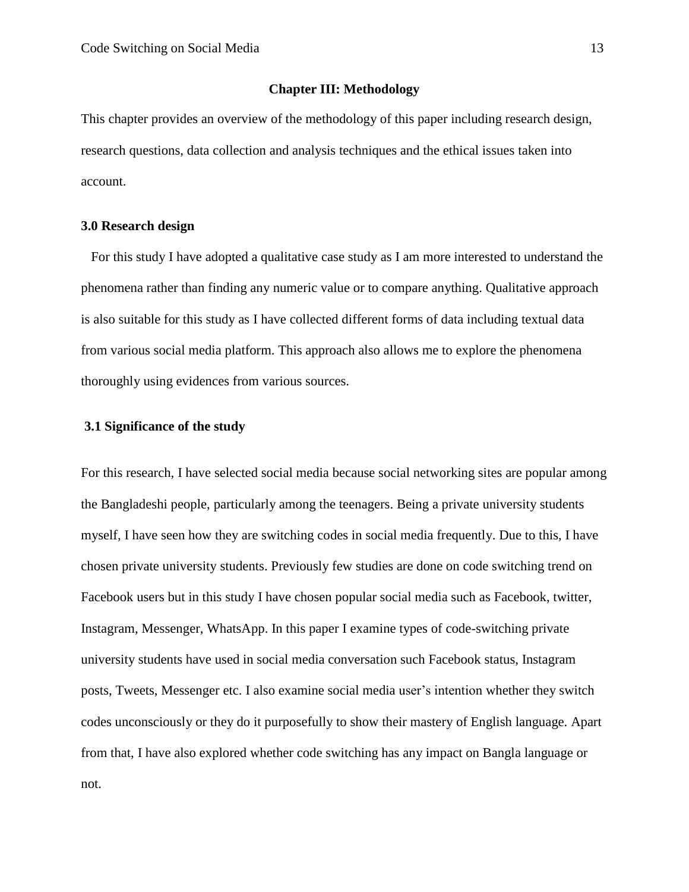## Chapter III: Methodology

This chapter provides an overview of the methodology of this paper including research design, research questions, data collection and analysis techniques and the ethical issues taken into account.

### 3.0 Research design

For this study I have adopted a qualitative case study as I am more interested to understand the phenomena rather than finding any numeric value or to compare anything. Qualitative approach is also suitable for this study as I have collected different forms of data including textual data from various social media platform. This approach also allows me to explore the phenomena thoroughly using evidences from various sources.

### 3.1 Significance of the study

For this research, I have selected social media because social networking sites are popular among the Bangladeshi people, particularly among the teenagers. Being a private university students myself, I have seen how they are switching codes in social media frequently. Due to this, I have chosen private university students. Previously few studies are done on code switching trend on Facebook users but in this study I have chosen popular social media such as Facebook, twitter, Instagram, Messenger, WhatsApp. In this paper I examine types of code-switching private university students have used in social media conversation such Facebook status, Instagram posts, Tweets, Messenger etc. I also examine social media user's intention whether they switch codes unconsciously or they do it purposefully to show their mastery of English language. Apart from that, I have also explored whether code switching has any impact on Bangla language or not.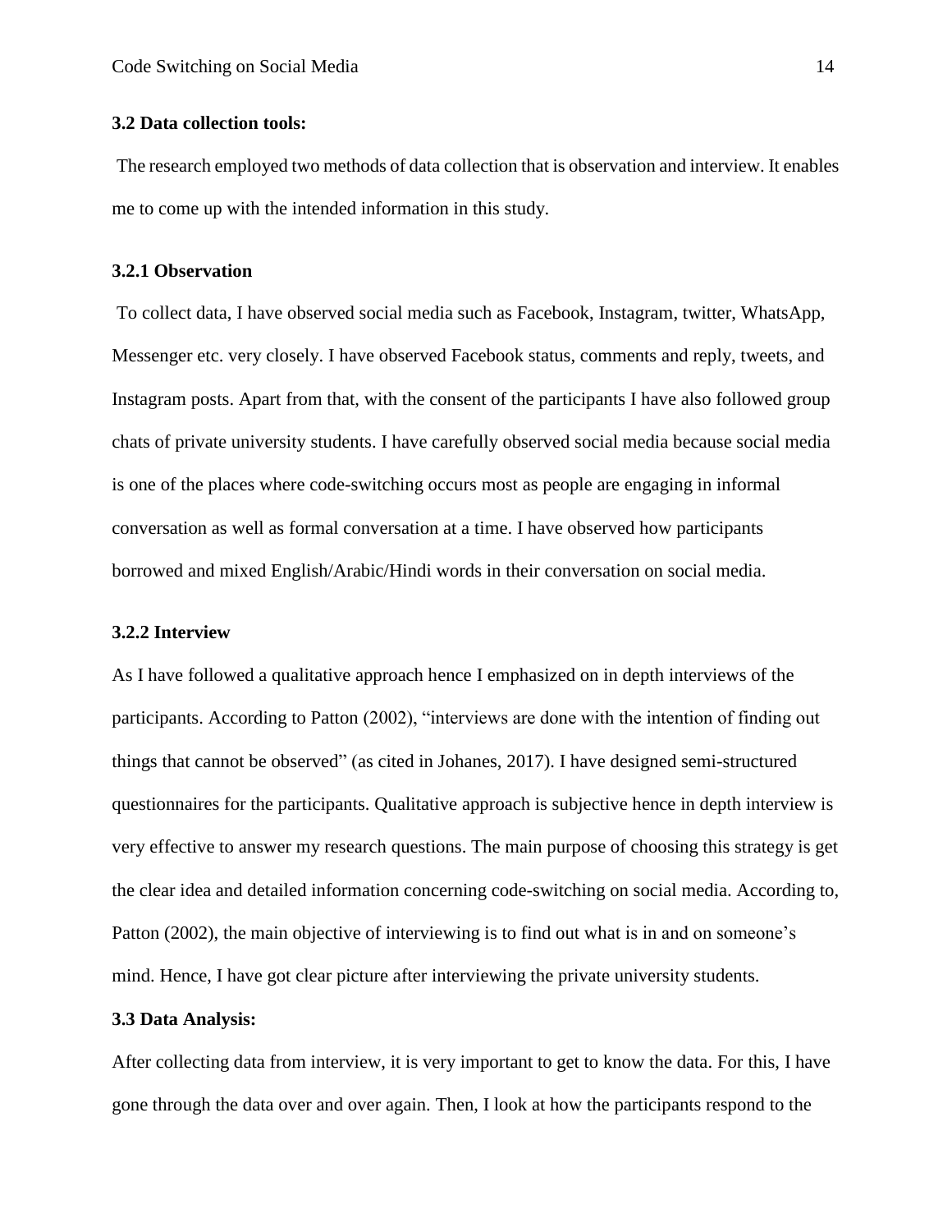### 3.2 Data collection tools:

The research employed two methods of data collection that is observation and interview. It enables me to come up with the intended information in this study.

#### 3.2.1 Observation

To collect data, I have observed social media such as Facebook, Instagram, twitter, WhatsApp, Messenger etc. very closely. I have observed Facebook status, comments and reply, tweets, and Instagram posts. Apart from that, with the consent of the participants I have also followed group chats of private university students. I have carefully observed social media because social media is one of the places where code-switching occurs most as people are engaging in informal conversation as well as formal conversation at a time. I have observed how participants borrowed and mixed English/Arabic/Hindi words in their conversation on social media.

#### 3.2.2 Interview

As I have followed a qualitative approach hence I emphasized on in depth interviews of the participants. According to Patton (2002), "interviews are done with the intention of finding out things that cannot be observed" (as cited in Johanes, 2017). I have designed semi-structured questionnaires for the participants. Qualitative approach is subjective hence in depth interview is very effective to answer my research questions. The main purpose of choosing this strategy is get the clear idea and detailed information concerning code-switching on social media. According to, Patton (2002), the main objective of interviewing is to find out what is in and on someone's mind. Hence, I have got clear picture after interviewing the private university students.

### 3.3 Data Analysis:

After collecting data from interview, it is very important to get to know the data. For this, I have gone through the data over and over again. Then, I look at how the participants respond to the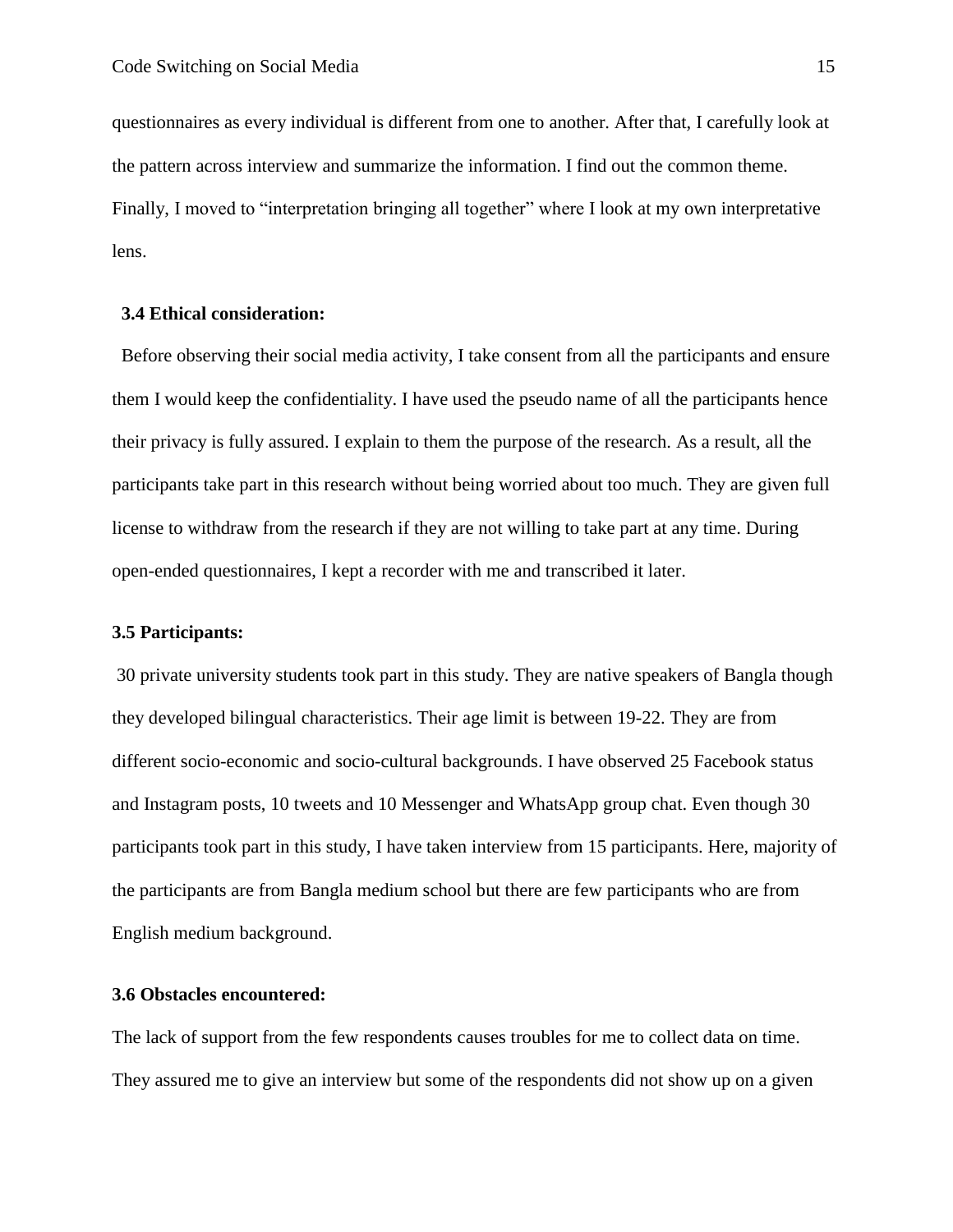questionnaires as every individual is different from one to another. After that, I carefully look at the pattern across interview and summarize the information. I find out the common theme. Finally, I moved to "interpretation bringing all together" where I look at my own interpretative lens.

### 3.4 Ethical consideration:

Before observing their social media activity, I take consent from all the participants and ensure them I would keep the confidentiality. I have used the pseudo name of all the participants hence their privacy is fully assured. I explain to them the purpose of the research. As a result, all the participants take part in this research without being worried about too much. They are given full license to withdraw from the research if they are not willing to take part at any time. During open-ended questionnaires, I kept a recorder with me and transcribed it later.

### 3.5 Participants:

30 private university students took part in this study. They are native speakers of Bangla though they developed bilingual characteristics. Their age limit is between 19-22. They are from different socio-economic and socio-cultural backgrounds. I have observed 25 Facebook status and Instagram posts, 10 tweets and 10 Messenger and WhatsApp group chat. Even though 30 participants took part in this study, I have taken interview from 15 participants. Here, majority of the participants are from Bangla medium school but there are few participants who are from English medium background.

### 3.6 Obstacles encountered:

The lack of support from the few respondents causes troubles for me to collect data on time. They assured me to give an interview but some of the respondents did not show up on a given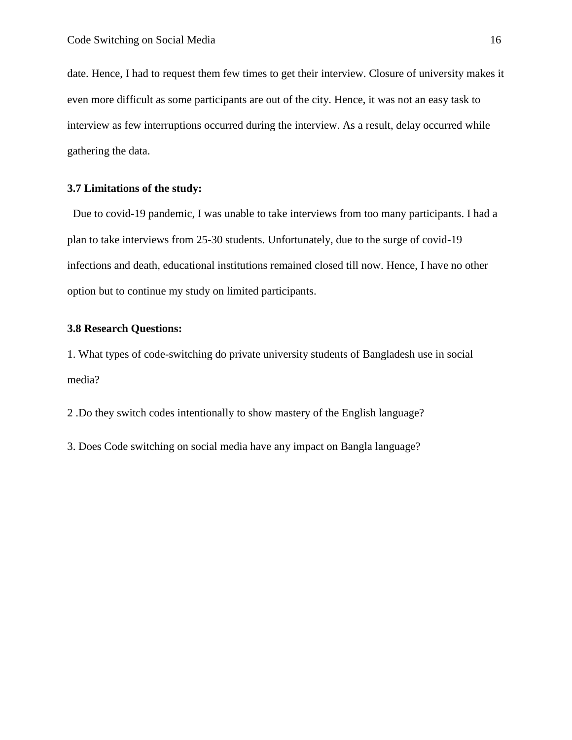date. Hence, I had to request them few times to get their interview. Closure of university makes it even more difficult as some participants are out of the city. Hence, it was not an easy task to interview as few interruptions occurred during the interview. As a result, delay occurred while gathering the data.

### 3.7 Limitations of the study:

Due to covid-19 pandemic, I was unable to take interviews from too many participants. I had a plan to take interviews from 25-30 students. Unfortunately, due to the surge of covid-19 infections and death, educational institutions remained closed till now. Hence, I have no other option but to continue my study on limited participants.

### 3.8 Research Questions:

1. What types of code-switching do private university students of Bangladesh use in social media?

2 .Do they switch codes intentionally to show mastery of the English language?

3. Does Code switching on social media have any impact on Bangla language?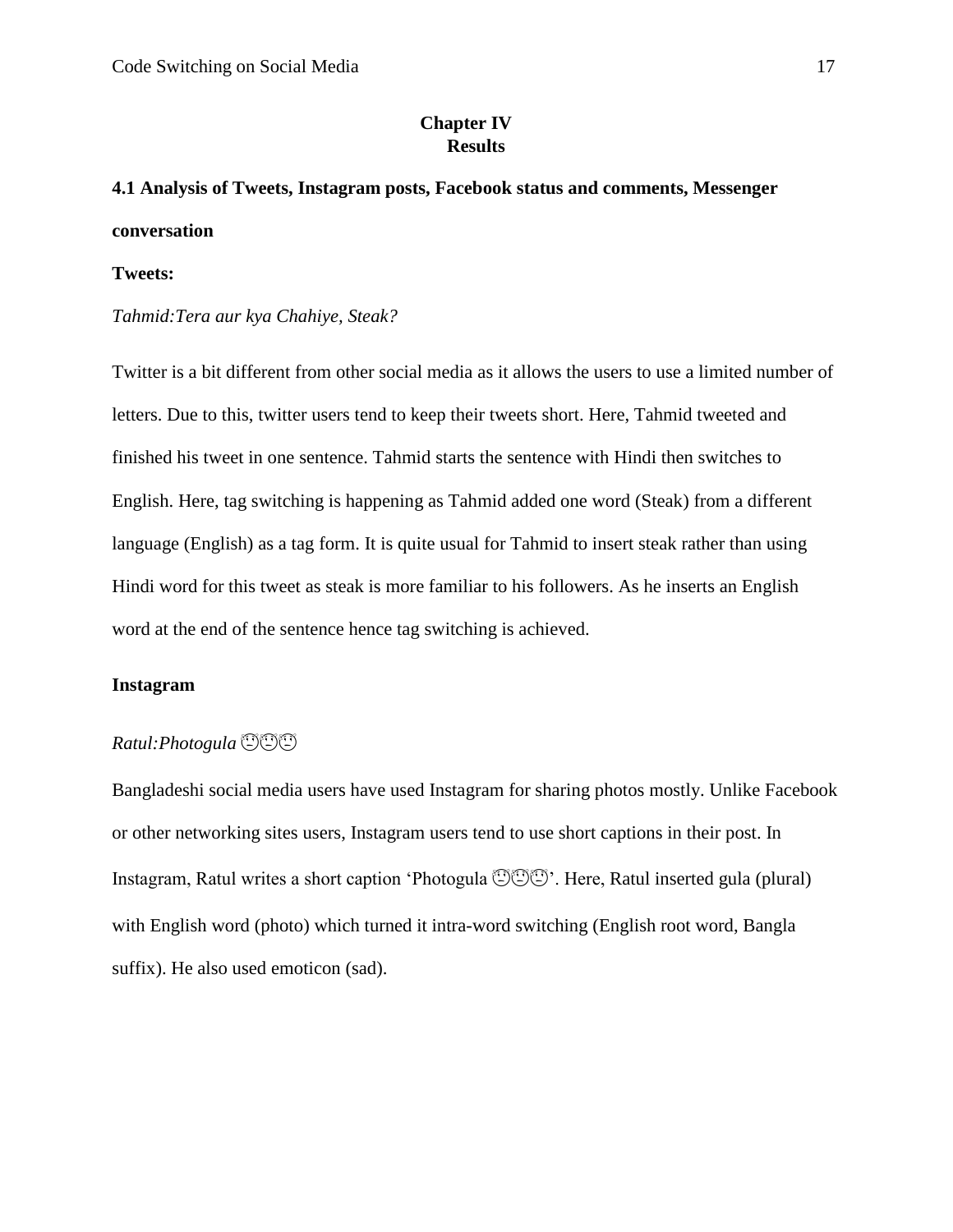# Chapter IV
# Results

## 4.1 Analysis of Tweets, Instagram posts, Facebook status and comments, Messenger conversation

**Tweets:**

*Tahmid:Tera aur kya Chahiye, Steak?*

Twitter is a bit different from other social media as it allows the users to use a limited number of letters. Due to this, twitter users tend to keep their tweets short. Here, Tahmid tweeted and finished his tweet in one sentence. Tahmid starts the sentence with Hindi then switches to English. Here, tag switching is happening as Tahmid added one word (Steak) from a different language (English) as a tag form. It is quite usual for Tahmid to insert steak rather than using Hindi word for this tweet as steak is more familiar to his followers. As he inserts an English word at the end of the sentence hence tag switching is achieved.

**Instagram**

*Ratul:Photogula* 😟😟😟

Bangladeshi social media users have used Instagram for sharing photos mostly. Unlike Facebook or other networking sites users, Instagram users tend to use short captions in their post. In Instagram, Ratul writes a short caption 'Photogula 😟😟😟'. Here, Ratul inserted gula (plural) with English word (photo) which turned it intra-word switching (English root word, Bangla suffix). He also used emoticon (sad).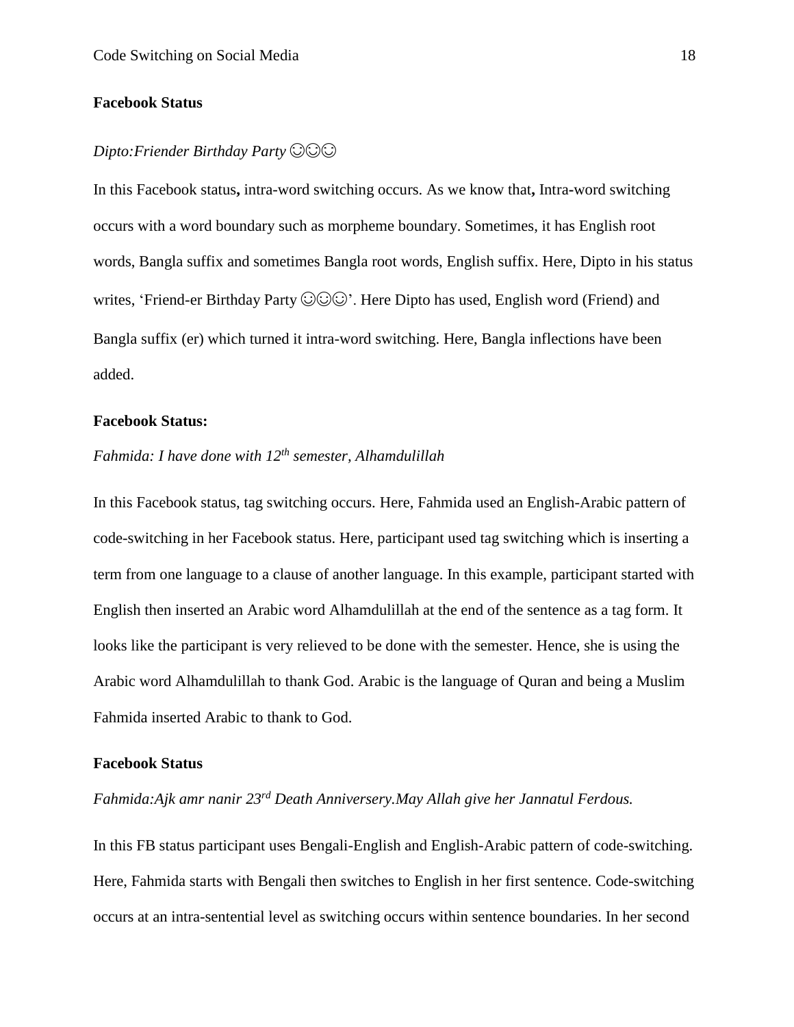**Facebook Status**

*Dipto:Friender Birthday Party ☺☺☺*

In this Facebook status**,** intra-word switching occurs. As we know that**,** Intra-word switching occurs with a word boundary such as morpheme boundary. Sometimes, it has English root words, Bangla suffix and sometimes Bangla root words, English suffix. Here, Dipto in his status writes, 'Friend-er Birthday Party ☺☺☺'. Here Dipto has used, English word (Friend) and Bangla suffix (er) which turned it intra-word switching. Here, Bangla inflections have been added.

**Facebook Status:**

*Fahmida: I have done with 12th semester, Alhamdulillah*

In this Facebook status, tag switching occurs. Here, Fahmida used an English-Arabic pattern of code-switching in her Facebook status. Here, participant used tag switching which is inserting a term from one language to a clause of another language. In this example, participant started with English then inserted an Arabic word Alhamdulillah at the end of the sentence as a tag form. It looks like the participant is very relieved to be done with the semester. Hence, she is using the Arabic word Alhamdulillah to thank God. Arabic is the language of Quran and being a Muslim Fahmida inserted Arabic to thank to God.

**Facebook Status**

*Fahmida:Ajk amr nanir 23rd Death Anniversery.May Allah give her Jannatul Ferdous.*

In this FB status participant uses Bengali-English and English-Arabic pattern of code-switching. Here, Fahmida starts with Bengali then switches to English in her first sentence. Code-switching occurs at an intra-sentential level as switching occurs within sentence boundaries. In her second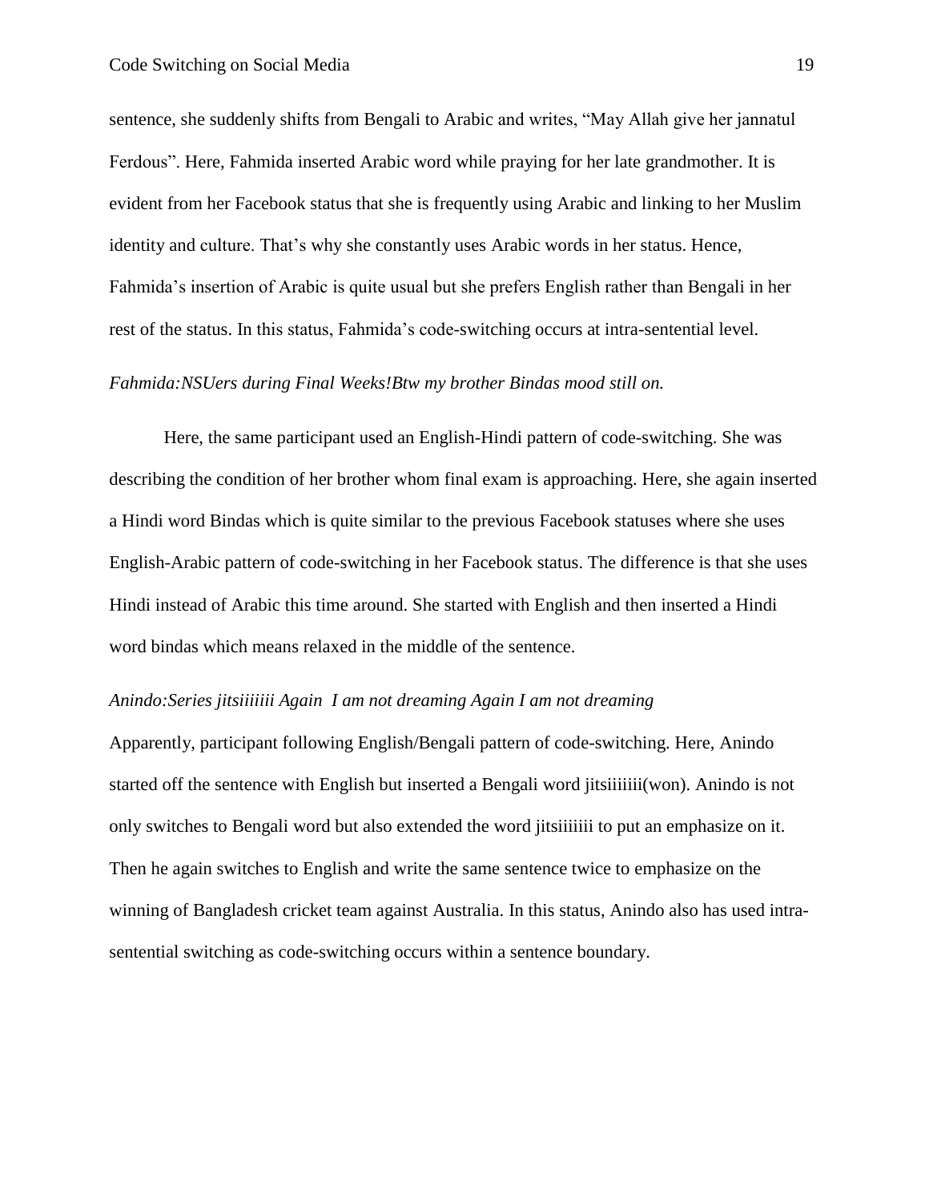sentence, she suddenly shifts from Bengali to Arabic and writes, “May Allah give her jannatul Ferdous”. Here, Fahmida inserted Arabic word while praying for her late grandmother. It is evident from her Facebook status that she is frequently using Arabic and linking to her Muslim identity and culture. That’s why she constantly uses Arabic words in her status. Hence, Fahmida’s insertion of Arabic is quite usual but she prefers English rather than Bengali in her rest of the status. In this status, Fahmida’s code-switching occurs at intra-sentential level.

*Fahmida:NSUers during Final Weeks!Btw my brother Bindas mood still on.*

Here, the same participant used an English-Hindi pattern of code-switching. She was describing the condition of her brother whom final exam is approaching. Here, she again inserted a Hindi word Bindas which is quite similar to the previous Facebook statuses where she uses English-Arabic pattern of code-switching in her Facebook status. The difference is that she uses Hindi instead of Arabic this time around. She started with English and then inserted a Hindi word bindas which means relaxed in the middle of the sentence.

*Anindo:Series jitsiiiiiii Again I am not dreaming Again I am not dreaming*

Apparently, participant following English/Bengali pattern of code-switching. Here, Anindo started off the sentence with English but inserted a Bengali word jitsiiiiiii(won). Anindo is not only switches to Bengali word but also extended the word jitsiiiiiii to put an emphasize on it. Then he again switches to English and write the same sentence twice to emphasize on the winning of Bangladesh cricket team against Australia. In this status, Anindo also has used intra-sentential switching as code-switching occurs within a sentence boundary.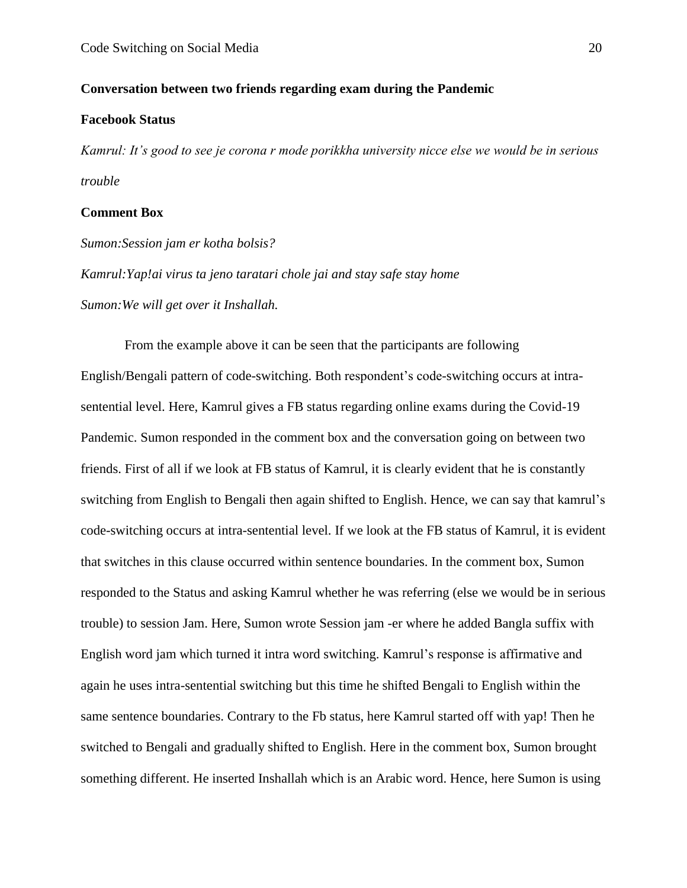**Conversation between two friends regarding exam during the Pandemic**

**Facebook Status**

*Kamrul: It's good to see je corona r mode porikkha university nicce else we would be in serious trouble*

**Comment Box**

*Sumon:Session jam er kotha bolsis?*

*Kamrul:Yap!ai virus ta jeno taratari chole jai and stay safe stay home*

*Sumon:We will get over it Inshallah.*

From the example above it can be seen that the participants are following English/Bengali pattern of code-switching. Both respondent's code-switching occurs at intra-sentential level. Here, Kamrul gives a FB status regarding online exams during the Covid-19 Pandemic. Sumon responded in the comment box and the conversation going on between two friends. First of all if we look at FB status of Kamrul, it is clearly evident that he is constantly switching from English to Bengali then again shifted to English. Hence, we can say that kamrul's code-switching occurs at intra-sentential level. If we look at the FB status of Kamrul, it is evident that switches in this clause occurred within sentence boundaries. In the comment box, Sumon responded to the Status and asking Kamrul whether he was referring (else we would be in serious trouble) to session Jam. Here, Sumon wrote Session jam -er where he added Bangla suffix with English word jam which turned it intra word switching. Kamrul's response is affirmative and again he uses intra-sentential switching but this time he shifted Bengali to English within the same sentence boundaries. Contrary to the Fb status, here Kamrul started off with yap! Then he switched to Bengali and gradually shifted to English. Here in the comment box, Sumon brought something different. He inserted Inshallah which is an Arabic word. Hence, here Sumon is using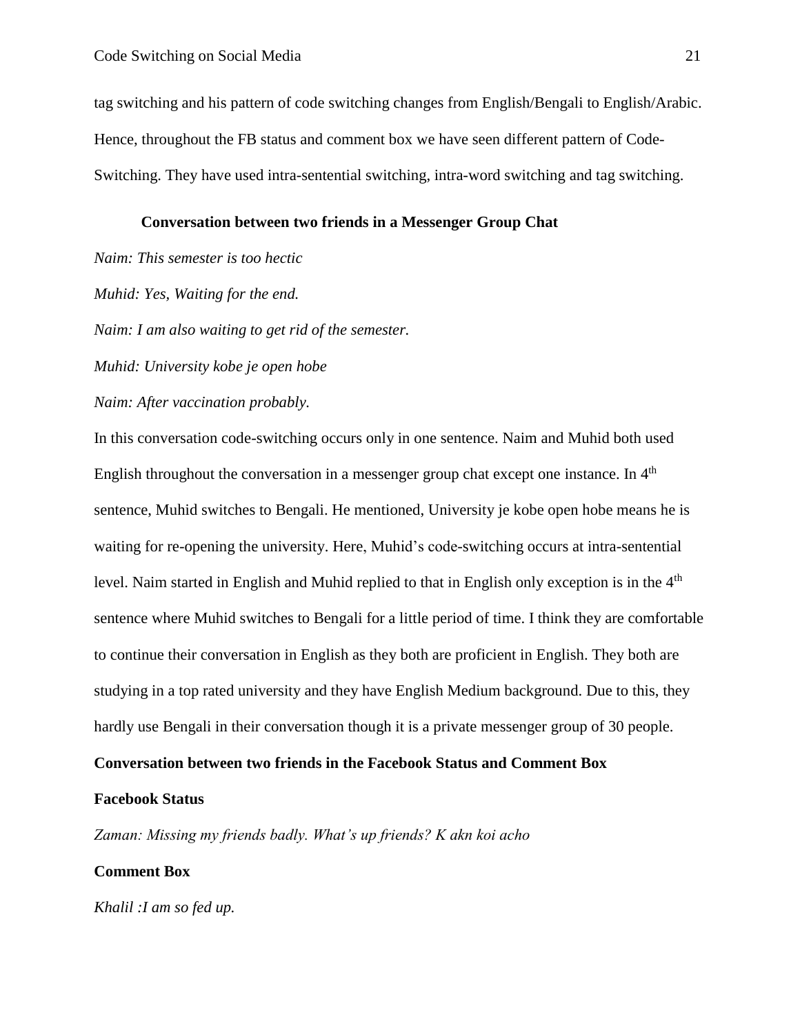tag switching and his pattern of code switching changes from English/Bengali to English/Arabic. Hence, throughout the FB status and comment box we have seen different pattern of Code-Switching. They have used intra-sentential switching, intra-word switching and tag switching.

**Conversation between two friends in a Messenger Group Chat**

*Naim: This semester is too hectic*

*Muhid: Yes, Waiting for the end.*

*Naim: I am also waiting to get rid of the semester.*

*Muhid: University kobe je open hobe*

*Naim: After vaccination probably.*

In this conversation code-switching occurs only in one sentence. Naim and Muhid both used English throughout the conversation in a messenger group chat except one instance. In 4th sentence, Muhid switches to Bengali. He mentioned, University je kobe open hobe means he is waiting for re-opening the university. Here, Muhid's code-switching occurs at intra-sentential level. Naim started in English and Muhid replied to that in English only exception is in the 4th sentence where Muhid switches to Bengali for a little period of time. I think they are comfortable to continue their conversation in English as they both are proficient in English. They both are studying in a top rated university and they have English Medium background. Due to this, they hardly use Bengali in their conversation though it is a private messenger group of 30 people.

**Conversation between two friends in the Facebook Status and Comment Box**

**Facebook Status**

*Zaman: Missing my friends badly. What's up friends? K akn koi acho*

**Comment Box**

*Khalil :I am so fed up.*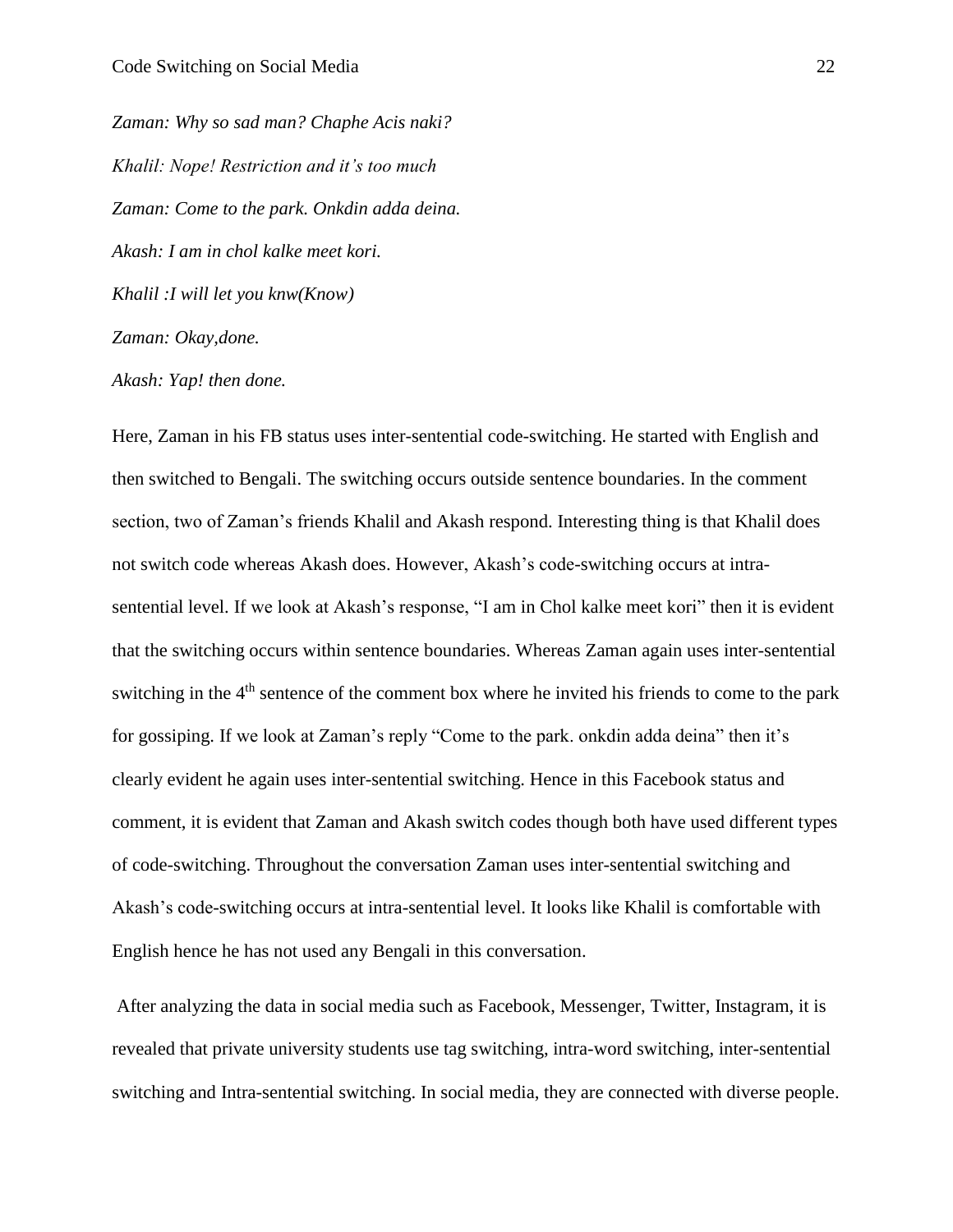*Zaman: Why so sad man? Chaphe Acis naki?*

*Khalil: Nope! Restriction and it's too much*

*Zaman: Come to the park. Onkdin adda deina.*

*Akash: I am in chol kalke meet kori.*

*Khalil :I will let you knw(Know)*

*Zaman: Okay,done.*

*Akash: Yap! then done.*

Here, Zaman in his FB status uses inter-sentential code-switching. He started with English and then switched to Bengali. The switching occurs outside sentence boundaries. In the comment section, two of Zaman's friends Khalil and Akash respond. Interesting thing is that Khalil does not switch code whereas Akash does. However, Akash's code-switching occurs at intra-sentential level. If we look at Akash's response, "I am in Chol kalke meet kori" then it is evident that the switching occurs within sentence boundaries. Whereas Zaman again uses inter-sentential switching in the 4th sentence of the comment box where he invited his friends to come to the park for gossiping. If we look at Zaman's reply "Come to the park. onkdin adda deina" then it's clearly evident he again uses inter-sentential switching. Hence in this Facebook status and comment, it is evident that Zaman and Akash switch codes though both have used different types of code-switching. Throughout the conversation Zaman uses inter-sentential switching and Akash's code-switching occurs at intra-sentential level. It looks like Khalil is comfortable with English hence he has not used any Bengali in this conversation.

After analyzing the data in social media such as Facebook, Messenger, Twitter, Instagram, it is revealed that private university students use tag switching, intra-word switching, inter-sentential switching and Intra-sentential switching. In social media, they are connected with diverse people.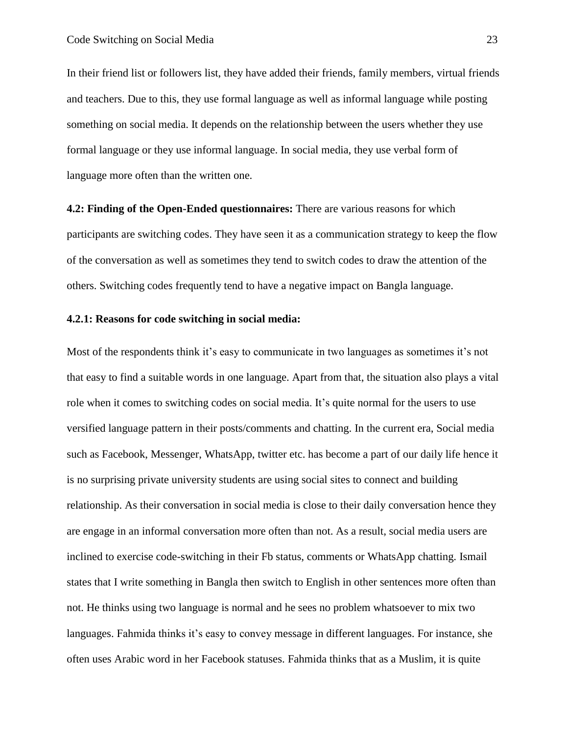In their friend list or followers list, they have added their friends, family members, virtual friends and teachers. Due to this, they use formal language as well as informal language while posting something on social media. It depends on the relationship between the users whether they use formal language or they use informal language. In social media, they use verbal form of language more often than the written one.

**4.2: Finding of the Open-Ended questionnaires:** There are various reasons for which participants are switching codes. They have seen it as a communication strategy to keep the flow of the conversation as well as sometimes they tend to switch codes to draw the attention of the others. Switching codes frequently tend to have a negative impact on Bangla language.

### 4.2.1: Reasons for code switching in social media:

Most of the respondents think it's easy to communicate in two languages as sometimes it's not that easy to find a suitable words in one language. Apart from that, the situation also plays a vital role when it comes to switching codes on social media. It's quite normal for the users to use versified language pattern in their posts/comments and chatting. In the current era, Social media such as Facebook, Messenger, WhatsApp, twitter etc. has become a part of our daily life hence it is no surprising private university students are using social sites to connect and building relationship. As their conversation in social media is close to their daily conversation hence they are engage in an informal conversation more often than not. As a result, social media users are inclined to exercise code-switching in their Fb status, comments or WhatsApp chatting. Ismail states that I write something in Bangla then switch to English in other sentences more often than not. He thinks using two language is normal and he sees no problem whatsoever to mix two languages. Fahmida thinks it's easy to convey message in different languages. For instance, she often uses Arabic word in her Facebook statuses. Fahmida thinks that as a Muslim, it is quite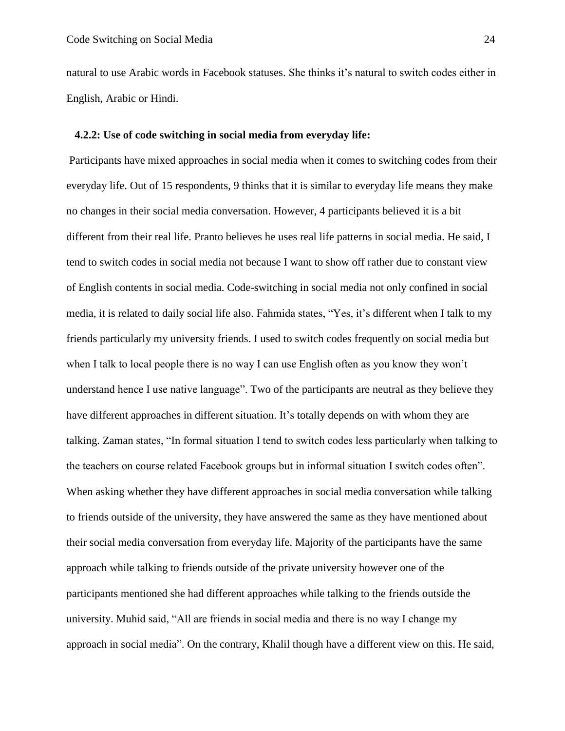natural to use Arabic words in Facebook statuses. She thinks it's natural to switch codes either in English, Arabic or Hindi.

### 4.2.2: Use of code switching in social media from everyday life:

Participants have mixed approaches in social media when it comes to switching codes from their everyday life. Out of 15 respondents, 9 thinks that it is similar to everyday life means they make no changes in their social media conversation. However, 4 participants believed it is a bit different from their real life. Pranto believes he uses real life patterns in social media. He said, I tend to switch codes in social media not because I want to show off rather due to constant view of English contents in social media. Code-switching in social media not only confined in social media, it is related to daily social life also. Fahmida states, "Yes, it's different when I talk to my friends particularly my university friends. I used to switch codes frequently on social media but when I talk to local people there is no way I can use English often as you know they won't understand hence I use native language". Two of the participants are neutral as they believe they have different approaches in different situation. It's totally depends on with whom they are talking. Zaman states, "In formal situation I tend to switch codes less particularly when talking to the teachers on course related Facebook groups but in informal situation I switch codes often". When asking whether they have different approaches in social media conversation while talking to friends outside of the university, they have answered the same as they have mentioned about their social media conversation from everyday life. Majority of the participants have the same approach while talking to friends outside of the private university however one of the participants mentioned she had different approaches while talking to the friends outside the university. Muhid said, "All are friends in social media and there is no way I change my approach in social media". On the contrary, Khalil though have a different view on this. He said,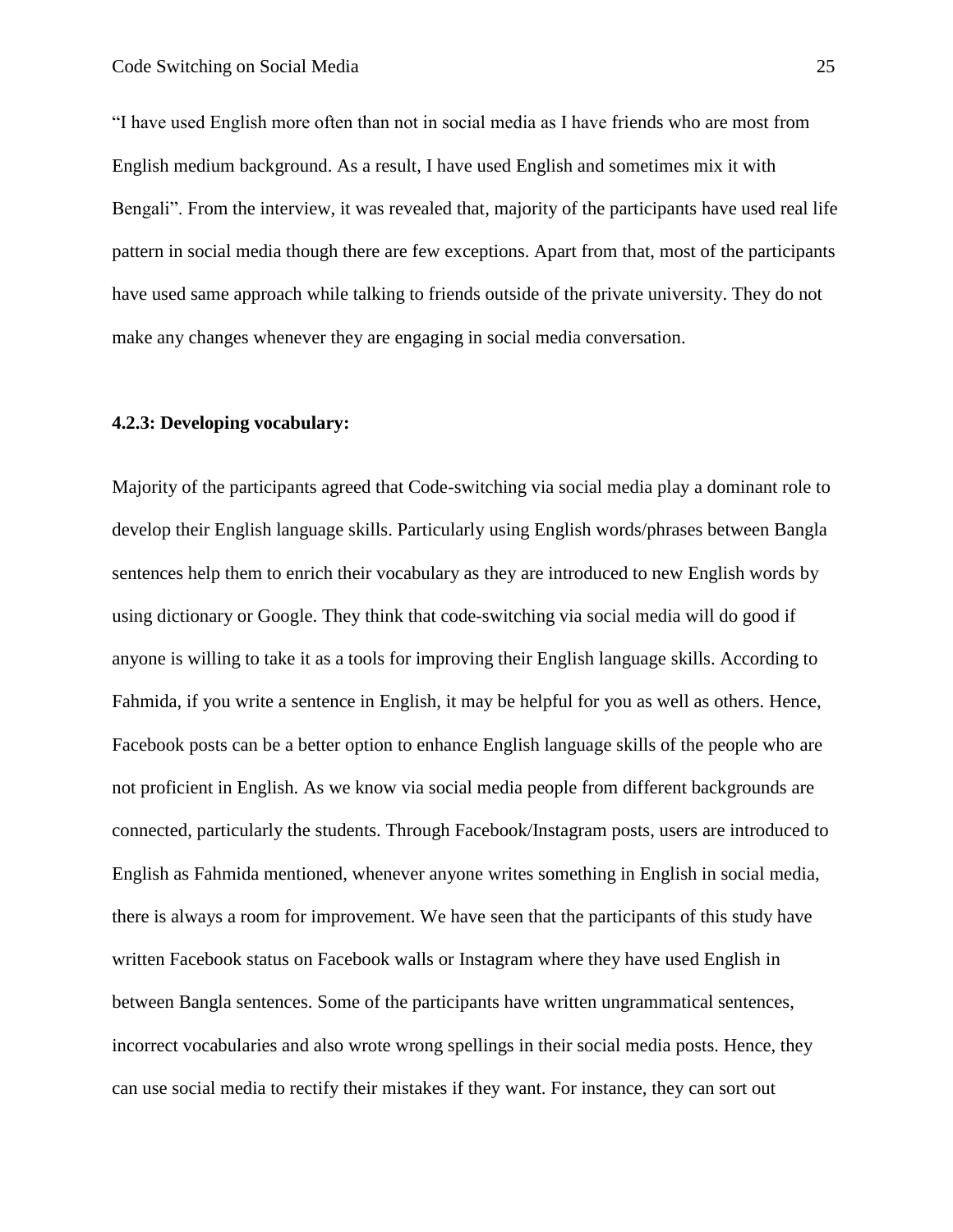"I have used English more often than not in social media as I have friends who are most from English medium background. As a result, I have used English and sometimes mix it with Bengali". From the interview, it was revealed that, majority of the participants have used real life pattern in social media though there are few exceptions. Apart from that, most of the participants have used same approach while talking to friends outside of the private university. They do not make any changes whenever they are engaging in social media conversation.

#### 4.2.3: Developing vocabulary:

Majority of the participants agreed that Code-switching via social media play a dominant role to develop their English language skills. Particularly using English words/phrases between Bangla sentences help them to enrich their vocabulary as they are introduced to new English words by using dictionary or Google. They think that code-switching via social media will do good if anyone is willing to take it as a tools for improving their English language skills. According to Fahmida, if you write a sentence in English, it may be helpful for you as well as others. Hence, Facebook posts can be a better option to enhance English language skills of the people who are not proficient in English. As we know via social media people from different backgrounds are connected, particularly the students. Through Facebook/Instagram posts, users are introduced to English as Fahmida mentioned, whenever anyone writes something in English in social media, there is always a room for improvement. We have seen that the participants of this study have written Facebook status on Facebook walls or Instagram where they have used English in between Bangla sentences. Some of the participants have written ungrammatical sentences, incorrect vocabularies and also wrote wrong spellings in their social media posts. Hence, they can use social media to rectify their mistakes if they want. For instance, they can sort out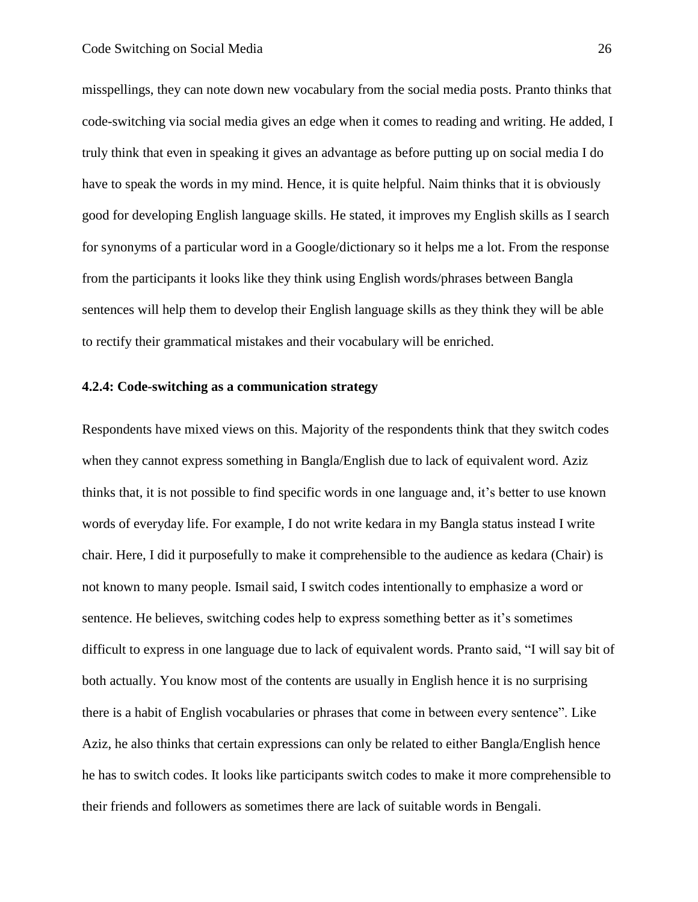misspellings, they can note down new vocabulary from the social media posts. Pranto thinks that code-switching via social media gives an edge when it comes to reading and writing. He added, I truly think that even in speaking it gives an advantage as before putting up on social media I do have to speak the words in my mind. Hence, it is quite helpful. Naim thinks that it is obviously good for developing English language skills. He stated, it improves my English skills as I search for synonyms of a particular word in a Google/dictionary so it helps me a lot. From the response from the participants it looks like they think using English words/phrases between Bangla sentences will help them to develop their English language skills as they think they will be able to rectify their grammatical mistakes and their vocabulary will be enriched.

#### 4.2.4: Code-switching as a communication strategy

Respondents have mixed views on this. Majority of the respondents think that they switch codes when they cannot express something in Bangla/English due to lack of equivalent word. Aziz thinks that, it is not possible to find specific words in one language and, it's better to use known words of everyday life. For example, I do not write kedara in my Bangla status instead I write chair. Here, I did it purposefully to make it comprehensible to the audience as kedara (Chair) is not known to many people. Ismail said, I switch codes intentionally to emphasize a word or sentence. He believes, switching codes help to express something better as it's sometimes difficult to express in one language due to lack of equivalent words. Pranto said, "I will say bit of both actually. You know most of the contents are usually in English hence it is no surprising there is a habit of English vocabularies or phrases that come in between every sentence". Like Aziz, he also thinks that certain expressions can only be related to either Bangla/English hence he has to switch codes. It looks like participants switch codes to make it more comprehensible to their friends and followers as sometimes there are lack of suitable words in Bengali.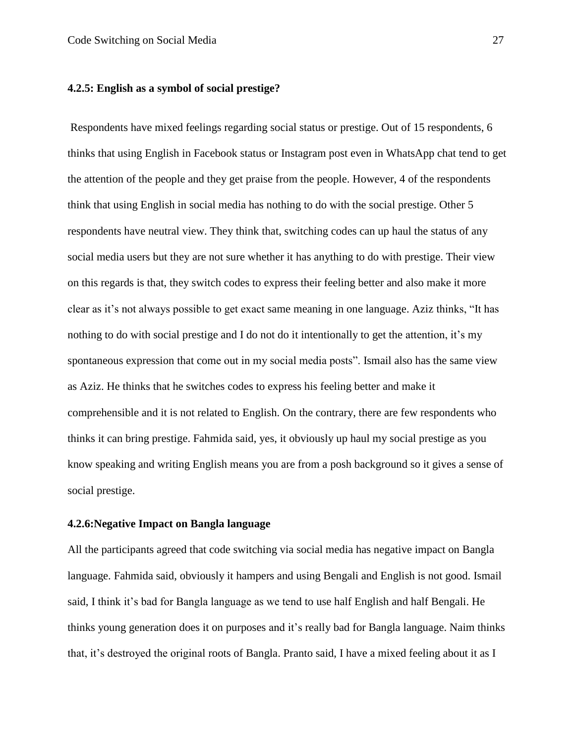### 4.2.5: English as a symbol of social prestige?

Respondents have mixed feelings regarding social status or prestige. Out of 15 respondents, 6 thinks that using English in Facebook status or Instagram post even in WhatsApp chat tend to get the attention of the people and they get praise from the people. However, 4 of the respondents think that using English in social media has nothing to do with the social prestige. Other 5 respondents have neutral view. They think that, switching codes can up haul the status of any social media users but they are not sure whether it has anything to do with prestige. Their view on this regards is that, they switch codes to express their feeling better and also make it more clear as it's not always possible to get exact same meaning in one language. Aziz thinks, "It has nothing to do with social prestige and I do not do it intentionally to get the attention, it's my spontaneous expression that come out in my social media posts". Ismail also has the same view as Aziz. He thinks that he switches codes to express his feeling better and make it comprehensible and it is not related to English. On the contrary, there are few respondents who thinks it can bring prestige. Fahmida said, yes, it obviously up haul my social prestige as you know speaking and writing English means you are from a posh background so it gives a sense of social prestige.

### 4.2.6:Negative Impact on Bangla language

All the participants agreed that code switching via social media has negative impact on Bangla language. Fahmida said, obviously it hampers and using Bengali and English is not good. Ismail said, I think it's bad for Bangla language as we tend to use half English and half Bengali. He thinks young generation does it on purposes and it's really bad for Bangla language. Naim thinks that, it's destroyed the original roots of Bangla. Pranto said, I have a mixed feeling about it as I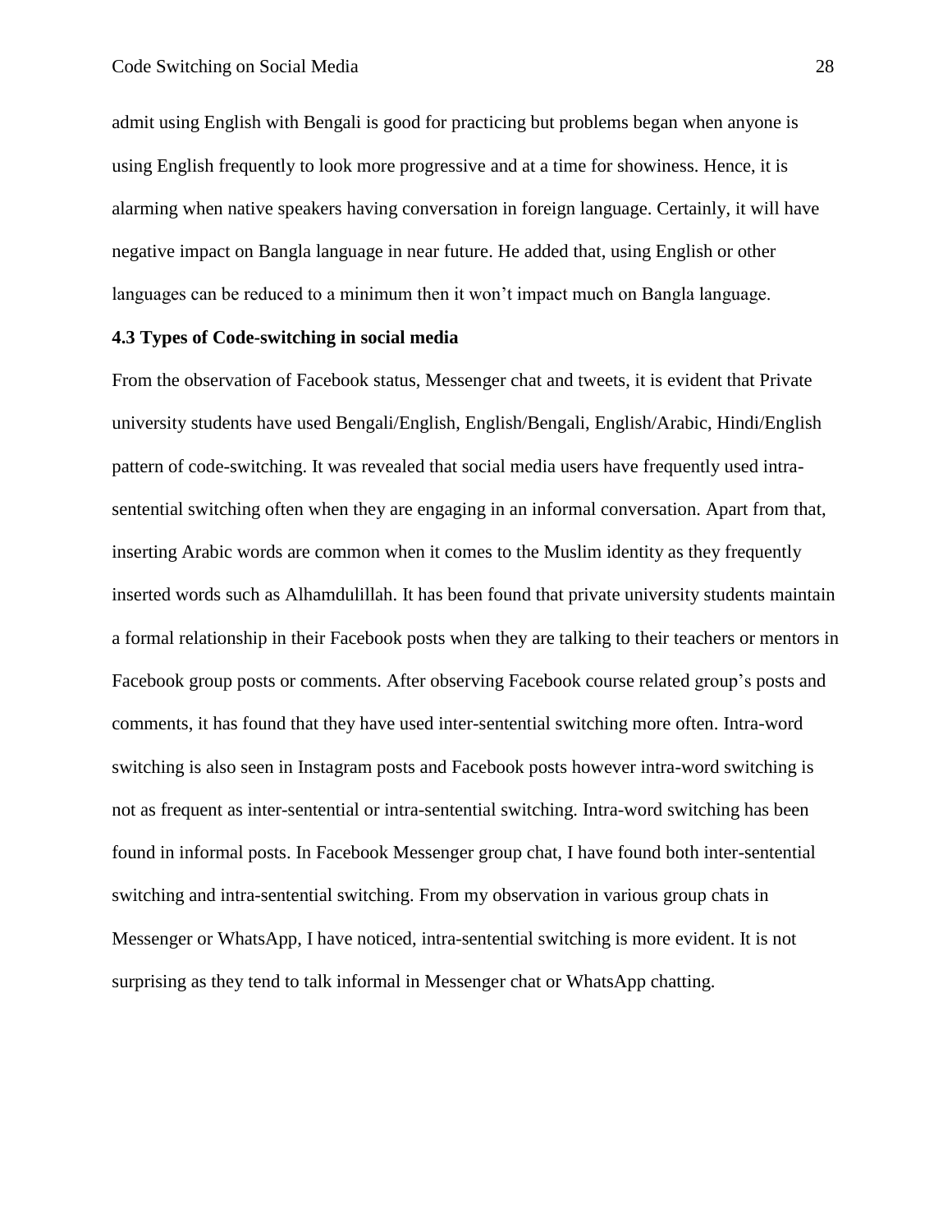admit using English with Bengali is good for practicing but problems began when anyone is using English frequently to look more progressive and at a time for showiness. Hence, it is alarming when native speakers having conversation in foreign language. Certainly, it will have negative impact on Bangla language in near future. He added that, using English or other languages can be reduced to a minimum then it won't impact much on Bangla language.

**4.3 Types of Code-switching in social media**

From the observation of Facebook status, Messenger chat and tweets, it is evident that Private university students have used Bengali/English, English/Bengali, English/Arabic, Hindi/English pattern of code-switching. It was revealed that social media users have frequently used intra-sentential switching often when they are engaging in an informal conversation. Apart from that, inserting Arabic words are common when it comes to the Muslim identity as they frequently inserted words such as Alhamdulillah. It has been found that private university students maintain a formal relationship in their Facebook posts when they are talking to their teachers or mentors in Facebook group posts or comments. After observing Facebook course related group's posts and comments, it has found that they have used inter-sentential switching more often. Intra-word switching is also seen in Instagram posts and Facebook posts however intra-word switching is not as frequent as inter-sentential or intra-sentential switching. Intra-word switching has been found in informal posts. In Facebook Messenger group chat, I have found both inter-sentential switching and intra-sentential switching. From my observation in various group chats in Messenger or WhatsApp, I have noticed, intra-sentential switching is more evident. It is not surprising as they tend to talk informal in Messenger chat or WhatsApp chatting.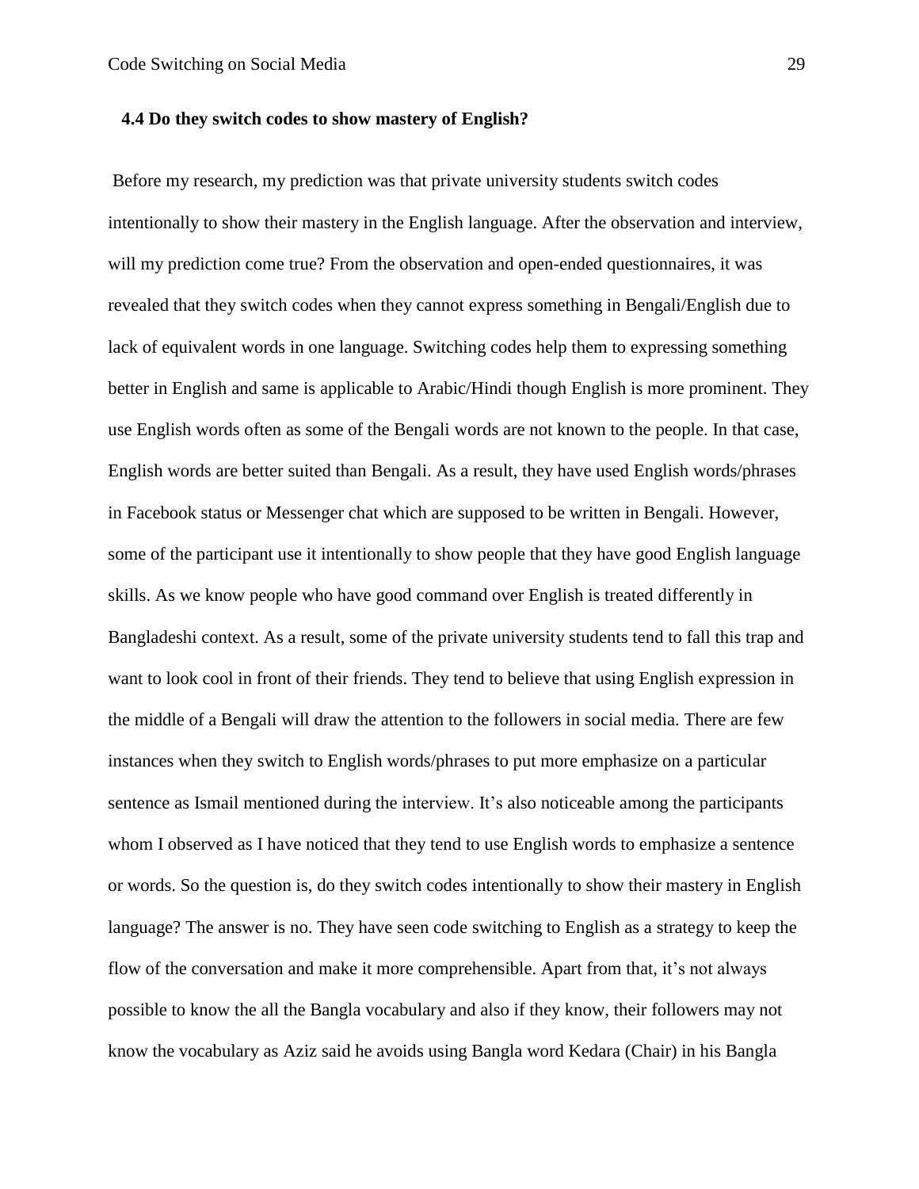### 4.4 Do they switch codes to show mastery of English?

Before my research, my prediction was that private university students switch codes intentionally to show their mastery in the English language. After the observation and interview, will my prediction come true? From the observation and open-ended questionnaires, it was revealed that they switch codes when they cannot express something in Bengali/English due to lack of equivalent words in one language. Switching codes help them to expressing something better in English and same is applicable to Arabic/Hindi though English is more prominent. They use English words often as some of the Bengali words are not known to the people. In that case, English words are better suited than Bengali. As a result, they have used English words/phrases in Facebook status or Messenger chat which are supposed to be written in Bengali. However, some of the participant use it intentionally to show people that they have good English language skills. As we know people who have good command over English is treated differently in Bangladeshi context. As a result, some of the private university students tend to fall this trap and want to look cool in front of their friends. They tend to believe that using English expression in the middle of a Bengali will draw the attention to the followers in social media. There are few instances when they switch to English words/phrases to put more emphasize on a particular sentence as Ismail mentioned during the interview. It's also noticeable among the participants whom I observed as I have noticed that they tend to use English words to emphasize a sentence or words. So the question is, do they switch codes intentionally to show their mastery in English language? The answer is no. They have seen code switching to English as a strategy to keep the flow of the conversation and make it more comprehensible. Apart from that, it's not always possible to know the all the Bangla vocabulary and also if they know, their followers may not know the vocabulary as Aziz said he avoids using Bangla word Kedara (Chair) in his Bangla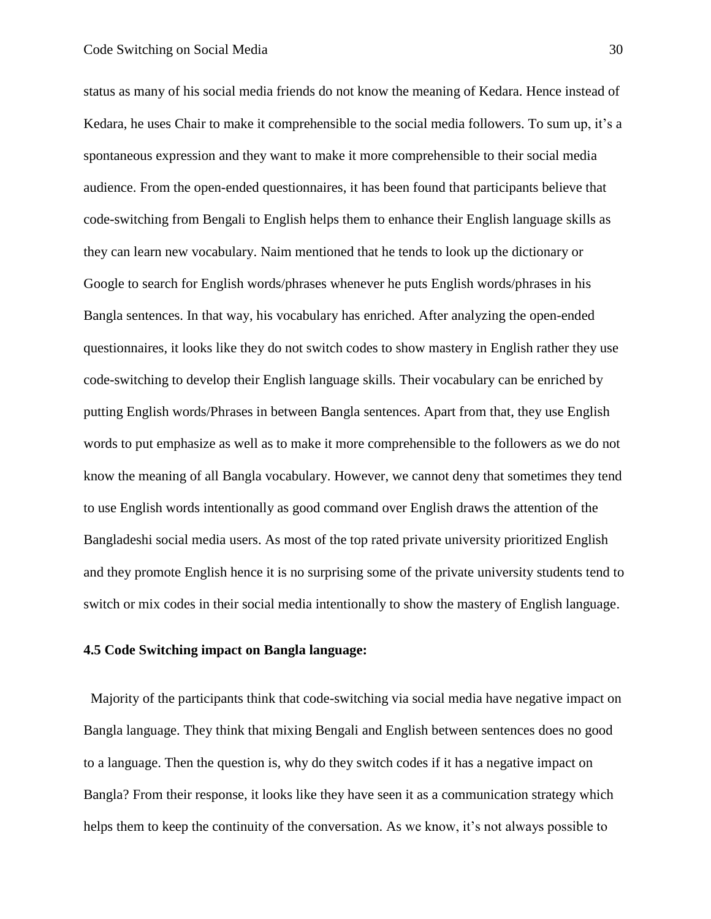status as many of his social media friends do not know the meaning of Kedara. Hence instead of Kedara, he uses Chair to make it comprehensible to the social media followers. To sum up, it's a spontaneous expression and they want to make it more comprehensible to their social media audience. From the open-ended questionnaires, it has been found that participants believe that code-switching from Bengali to English helps them to enhance their English language skills as they can learn new vocabulary. Naim mentioned that he tends to look up the dictionary or Google to search for English words/phrases whenever he puts English words/phrases in his Bangla sentences. In that way, his vocabulary has enriched. After analyzing the open-ended questionnaires, it looks like they do not switch codes to show mastery in English rather they use code-switching to develop their English language skills. Their vocabulary can be enriched by putting English words/Phrases in between Bangla sentences. Apart from that, they use English words to put emphasize as well as to make it more comprehensible to the followers as we do not know the meaning of all Bangla vocabulary. However, we cannot deny that sometimes they tend to use English words intentionally as good command over English draws the attention of the Bangladeshi social media users. As most of the top rated private university prioritized English and they promote English hence it is no surprising some of the private university students tend to switch or mix codes in their social media intentionally to show the mastery of English language.

**4.5 Code Switching impact on Bangla language:**

Majority of the participants think that code-switching via social media have negative impact on Bangla language. They think that mixing Bengali and English between sentences does no good to a language. Then the question is, why do they switch codes if it has a negative impact on Bangla? From their response, it looks like they have seen it as a communication strategy which helps them to keep the continuity of the conversation. As we know, it's not always possible to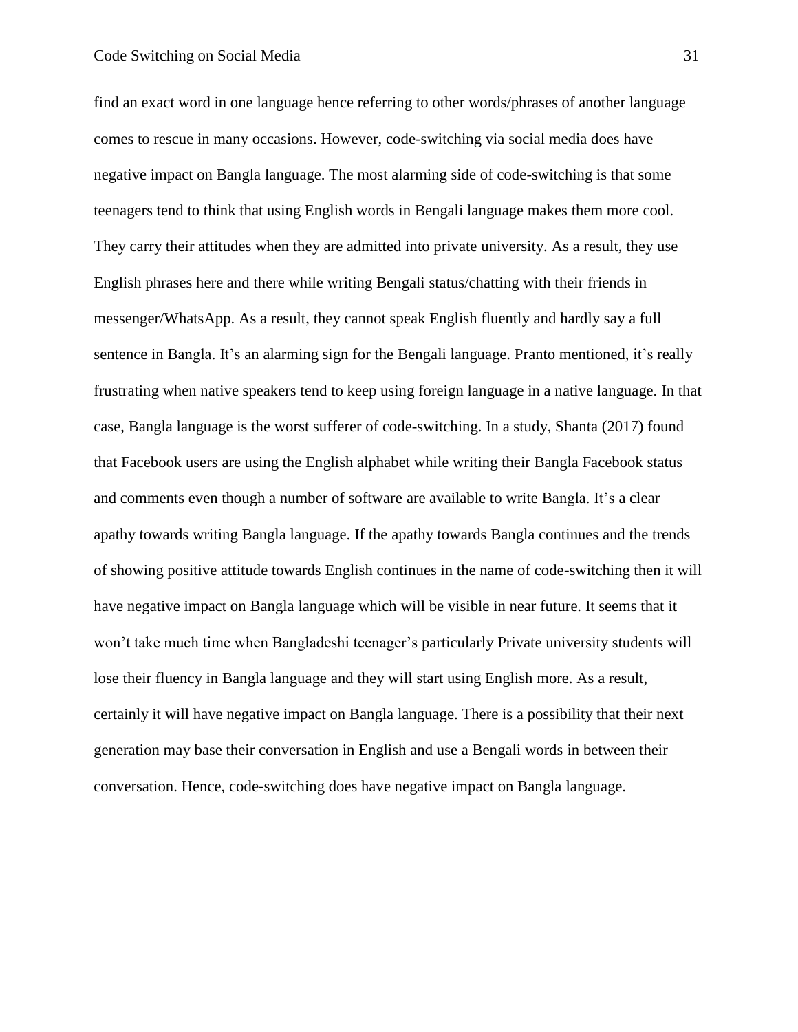find an exact word in one language hence referring to other words/phrases of another language comes to rescue in many occasions. However, code-switching via social media does have negative impact on Bangla language. The most alarming side of code-switching is that some teenagers tend to think that using English words in Bengali language makes them more cool. They carry their attitudes when they are admitted into private university. As a result, they use English phrases here and there while writing Bengali status/chatting with their friends in messenger/WhatsApp. As a result, they cannot speak English fluently and hardly say a full sentence in Bangla. It's an alarming sign for the Bengali language. Pranto mentioned, it's really frustrating when native speakers tend to keep using foreign language in a native language. In that case, Bangla language is the worst sufferer of code-switching. In a study, Shanta (2017) found that Facebook users are using the English alphabet while writing their Bangla Facebook status and comments even though a number of software are available to write Bangla. It's a clear apathy towards writing Bangla language. If the apathy towards Bangla continues and the trends of showing positive attitude towards English continues in the name of code-switching then it will have negative impact on Bangla language which will be visible in near future. It seems that it won't take much time when Bangladeshi teenager's particularly Private university students will lose their fluency in Bangla language and they will start using English more. As a result, certainly it will have negative impact on Bangla language. There is a possibility that their next generation may base their conversation in English and use a Bengali words in between their conversation. Hence, code-switching does have negative impact on Bangla language.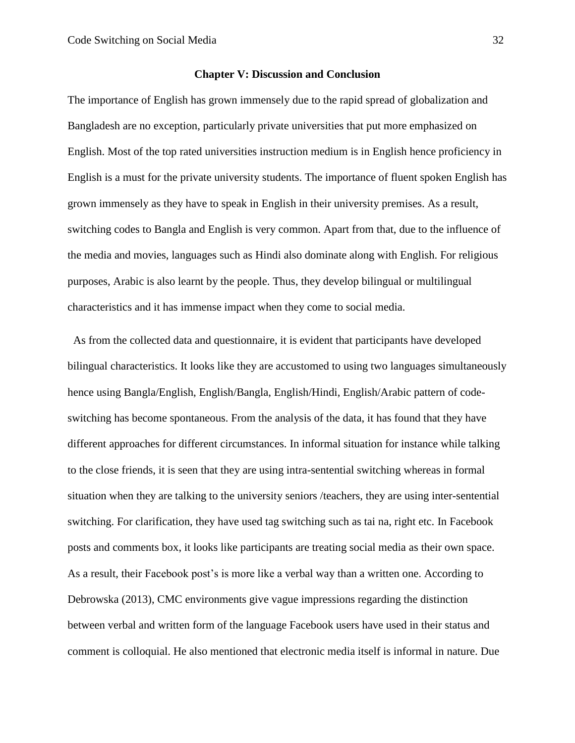## Chapter V: Discussion and Conclusion

The importance of English has grown immensely due to the rapid spread of globalization and Bangladesh are no exception, particularly private universities that put more emphasized on English. Most of the top rated universities instruction medium is in English hence proficiency in English is a must for the private university students. The importance of fluent spoken English has grown immensely as they have to speak in English in their university premises. As a result, switching codes to Bangla and English is very common. Apart from that, due to the influence of the media and movies, languages such as Hindi also dominate along with English. For religious purposes, Arabic is also learnt by the people. Thus, they develop bilingual or multilingual characteristics and it has immense impact when they come to social media.

As from the collected data and questionnaire, it is evident that participants have developed bilingual characteristics. It looks like they are accustomed to using two languages simultaneously hence using Bangla/English, English/Bangla, English/Hindi, English/Arabic pattern of code-switching has become spontaneous. From the analysis of the data, it has found that they have different approaches for different circumstances. In informal situation for instance while talking to the close friends, it is seen that they are using intra-sentential switching whereas in formal situation when they are talking to the university seniors /teachers, they are using inter-sentential switching. For clarification, they have used tag switching such as tai na, right etc. In Facebook posts and comments box, it looks like participants are treating social media as their own space. As a result, their Facebook post's is more like a verbal way than a written one. According to Debrowska (2013), CMC environments give vague impressions regarding the distinction between verbal and written form of the language Facebook users have used in their status and comment is colloquial. He also mentioned that electronic media itself is informal in nature. Due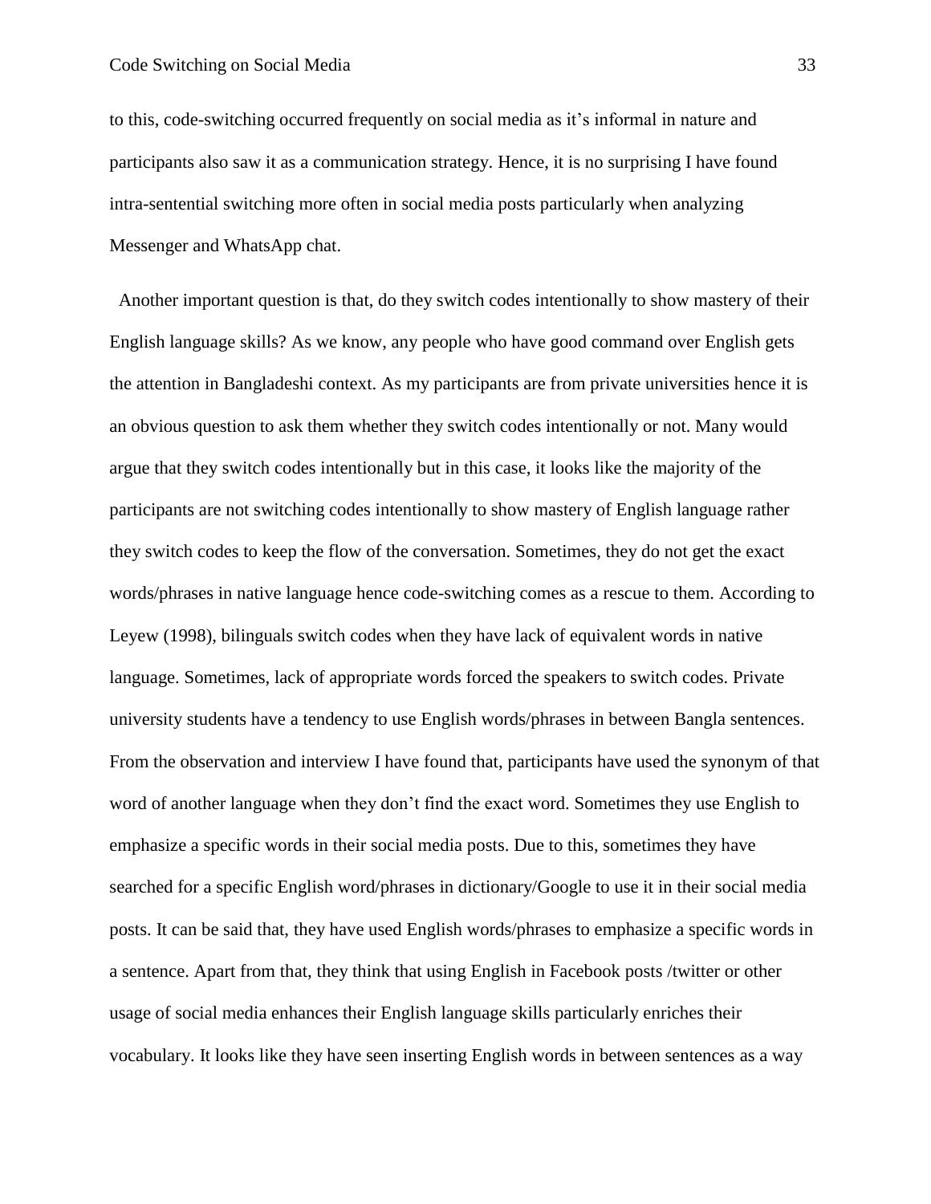to this, code-switching occurred frequently on social media as it's informal in nature and participants also saw it as a communication strategy. Hence, it is no surprising I have found intra-sentential switching more often in social media posts particularly when analyzing Messenger and WhatsApp chat.

Another important question is that, do they switch codes intentionally to show mastery of their English language skills? As we know, any people who have good command over English gets the attention in Bangladeshi context. As my participants are from private universities hence it is an obvious question to ask them whether they switch codes intentionally or not. Many would argue that they switch codes intentionally but in this case, it looks like the majority of the participants are not switching codes intentionally to show mastery of English language rather they switch codes to keep the flow of the conversation. Sometimes, they do not get the exact words/phrases in native language hence code-switching comes as a rescue to them. According to Leyew (1998), bilinguals switch codes when they have lack of equivalent words in native language. Sometimes, lack of appropriate words forced the speakers to switch codes. Private university students have a tendency to use English words/phrases in between Bangla sentences. From the observation and interview I have found that, participants have used the synonym of that word of another language when they don't find the exact word. Sometimes they use English to emphasize a specific words in their social media posts. Due to this, sometimes they have searched for a specific English word/phrases in dictionary/Google to use it in their social media posts. It can be said that, they have used English words/phrases to emphasize a specific words in a sentence. Apart from that, they think that using English in Facebook posts /twitter or other usage of social media enhances their English language skills particularly enriches their vocabulary. It looks like they have seen inserting English words in between sentences as a way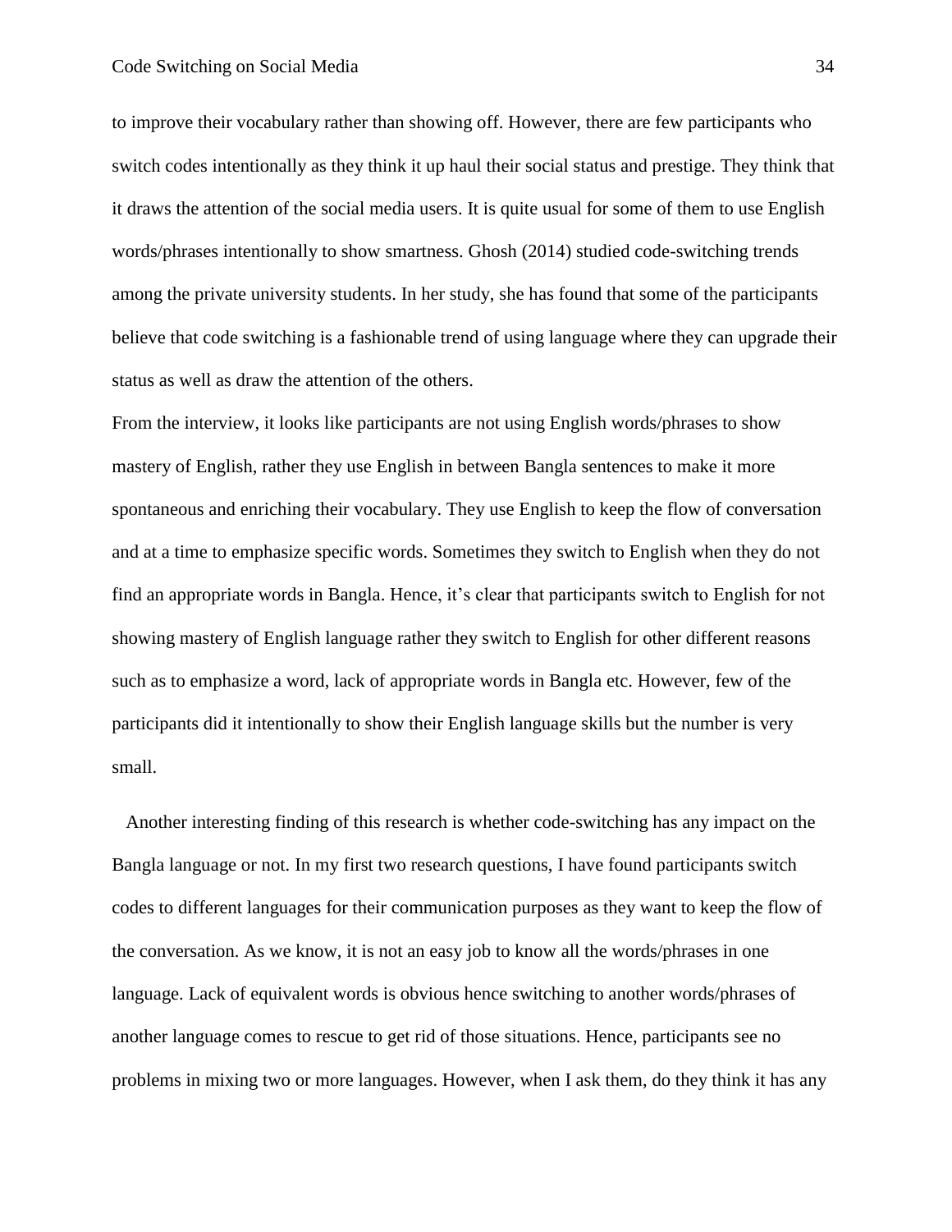to improve their vocabulary rather than showing off. However, there are few participants who switch codes intentionally as they think it up haul their social status and prestige. They think that it draws the attention of the social media users. It is quite usual for some of them to use English words/phrases intentionally to show smartness. Ghosh (2014) studied code-switching trends among the private university students. In her study, she has found that some of the participants believe that code switching is a fashionable trend of using language where they can upgrade their status as well as draw the attention of the others.

From the interview, it looks like participants are not using English words/phrases to show mastery of English, rather they use English in between Bangla sentences to make it more spontaneous and enriching their vocabulary. They use English to keep the flow of conversation and at a time to emphasize specific words. Sometimes they switch to English when they do not find an appropriate words in Bangla. Hence, it's clear that participants switch to English for not showing mastery of English language rather they switch to English for other different reasons such as to emphasize a word, lack of appropriate words in Bangla etc. However, few of the participants did it intentionally to show their English language skills but the number is very small.

Another interesting finding of this research is whether code-switching has any impact on the Bangla language or not. In my first two research questions, I have found participants switch codes to different languages for their communication purposes as they want to keep the flow of the conversation. As we know, it is not an easy job to know all the words/phrases in one language. Lack of equivalent words is obvious hence switching to another words/phrases of another language comes to rescue to get rid of those situations. Hence, participants see no problems in mixing two or more languages. However, when I ask them, do they think it has any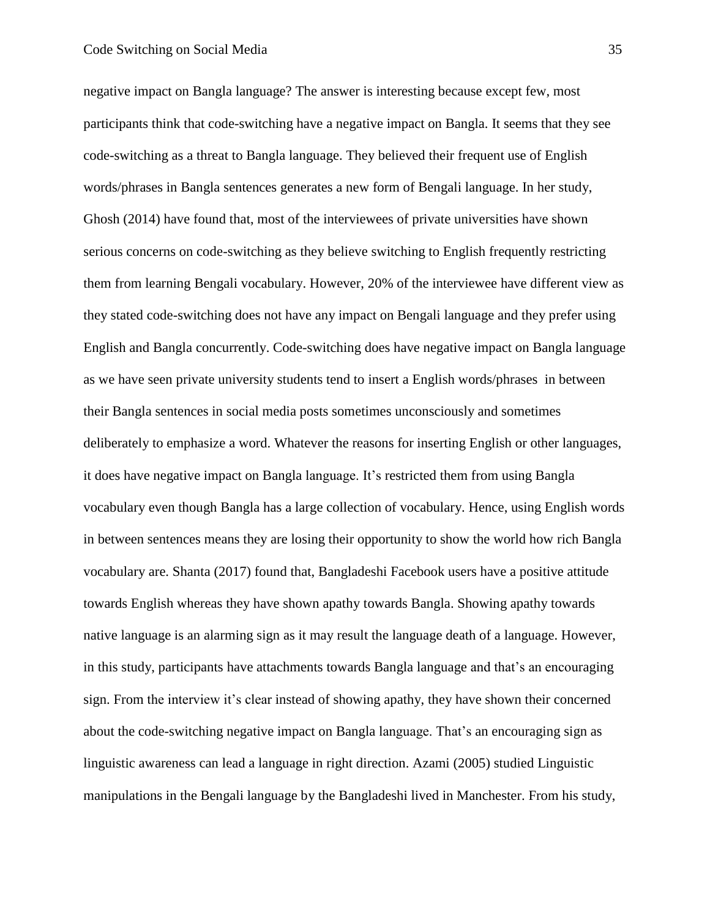negative impact on Bangla language? The answer is interesting because except few, most participants think that code-switching have a negative impact on Bangla. It seems that they see code-switching as a threat to Bangla language. They believed their frequent use of English words/phrases in Bangla sentences generates a new form of Bengali language. In her study, Ghosh (2014) have found that, most of the interviewees of private universities have shown serious concerns on code-switching as they believe switching to English frequently restricting them from learning Bengali vocabulary. However, 20% of the interviewee have different view as they stated code-switching does not have any impact on Bengali language and they prefer using English and Bangla concurrently. Code-switching does have negative impact on Bangla language as we have seen private university students tend to insert a English words/phrases in between their Bangla sentences in social media posts sometimes unconsciously and sometimes deliberately to emphasize a word. Whatever the reasons for inserting English or other languages, it does have negative impact on Bangla language. It's restricted them from using Bangla vocabulary even though Bangla has a large collection of vocabulary. Hence, using English words in between sentences means they are losing their opportunity to show the world how rich Bangla vocabulary are. Shanta (2017) found that, Bangladeshi Facebook users have a positive attitude towards English whereas they have shown apathy towards Bangla. Showing apathy towards native language is an alarming sign as it may result the language death of a language. However, in this study, participants have attachments towards Bangla language and that's an encouraging sign. From the interview it's clear instead of showing apathy, they have shown their concerned about the code-switching negative impact on Bangla language. That's an encouraging sign as linguistic awareness can lead a language in right direction. Azami (2005) studied Linguistic manipulations in the Bengali language by the Bangladeshi lived in Manchester. From his study,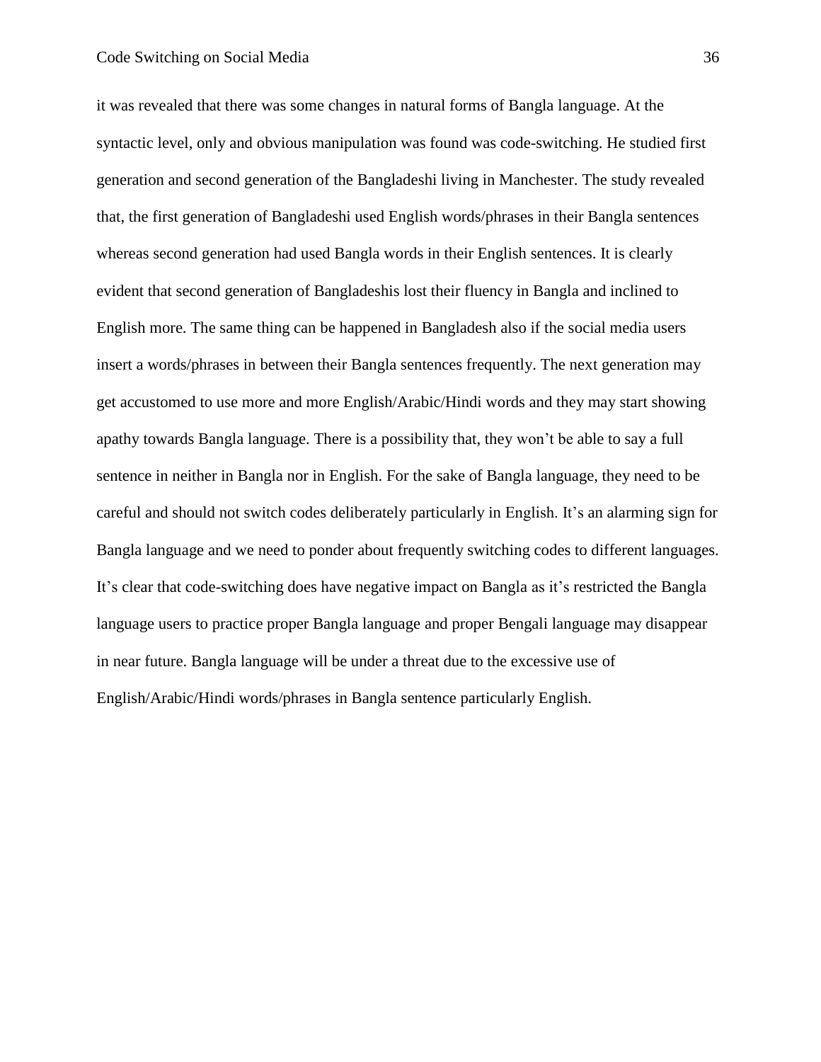it was revealed that there was some changes in natural forms of Bangla language. At the syntactic level, only and obvious manipulation was found was code-switching. He studied first generation and second generation of the Bangladeshi living in Manchester. The study revealed that, the first generation of Bangladeshi used English words/phrases in their Bangla sentences whereas second generation had used Bangla words in their English sentences. It is clearly evident that second generation of Bangladeshis lost their fluency in Bangla and inclined to English more. The same thing can be happened in Bangladesh also if the social media users insert a words/phrases in between their Bangla sentences frequently. The next generation may get accustomed to use more and more English/Arabic/Hindi words and they may start showing apathy towards Bangla language. There is a possibility that, they won't be able to say a full sentence in neither in Bangla nor in English. For the sake of Bangla language, they need to be careful and should not switch codes deliberately particularly in English. It's an alarming sign for Bangla language and we need to ponder about frequently switching codes to different languages. It's clear that code-switching does have negative impact on Bangla as it's restricted the Bangla language users to practice proper Bangla language and proper Bengali language may disappear in near future. Bangla language will be under a threat due to the excessive use of English/Arabic/Hindi words/phrases in Bangla sentence particularly English.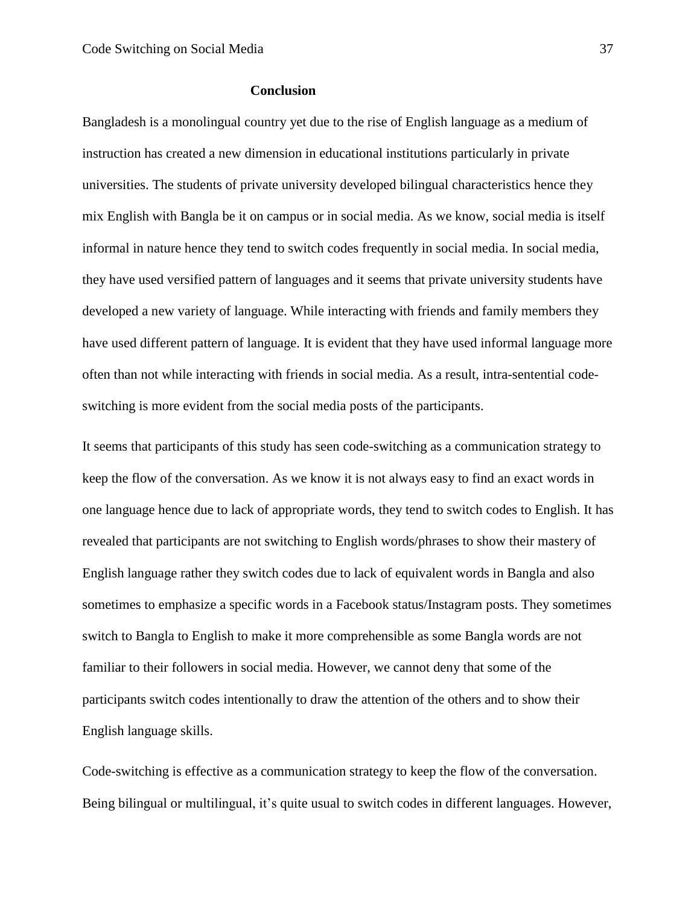## Conclusion

Bangladesh is a monolingual country yet due to the rise of English language as a medium of instruction has created a new dimension in educational institutions particularly in private universities. The students of private university developed bilingual characteristics hence they mix English with Bangla be it on campus or in social media. As we know, social media is itself informal in nature hence they tend to switch codes frequently in social media. In social media, they have used versified pattern of languages and it seems that private university students have developed a new variety of language. While interacting with friends and family members they have used different pattern of language. It is evident that they have used informal language more often than not while interacting with friends in social media. As a result, intra-sentential code-switching is more evident from the social media posts of the participants.

It seems that participants of this study has seen code-switching as a communication strategy to keep the flow of the conversation. As we know it is not always easy to find an exact words in one language hence due to lack of appropriate words, they tend to switch codes to English. It has revealed that participants are not switching to English words/phrases to show their mastery of English language rather they switch codes due to lack of equivalent words in Bangla and also sometimes to emphasize a specific words in a Facebook status/Instagram posts. They sometimes switch to Bangla to English to make it more comprehensible as some Bangla words are not familiar to their followers in social media. However, we cannot deny that some of the participants switch codes intentionally to draw the attention of the others and to show their English language skills.

Code-switching is effective as a communication strategy to keep the flow of the conversation. Being bilingual or multilingual, it's quite usual to switch codes in different languages. However,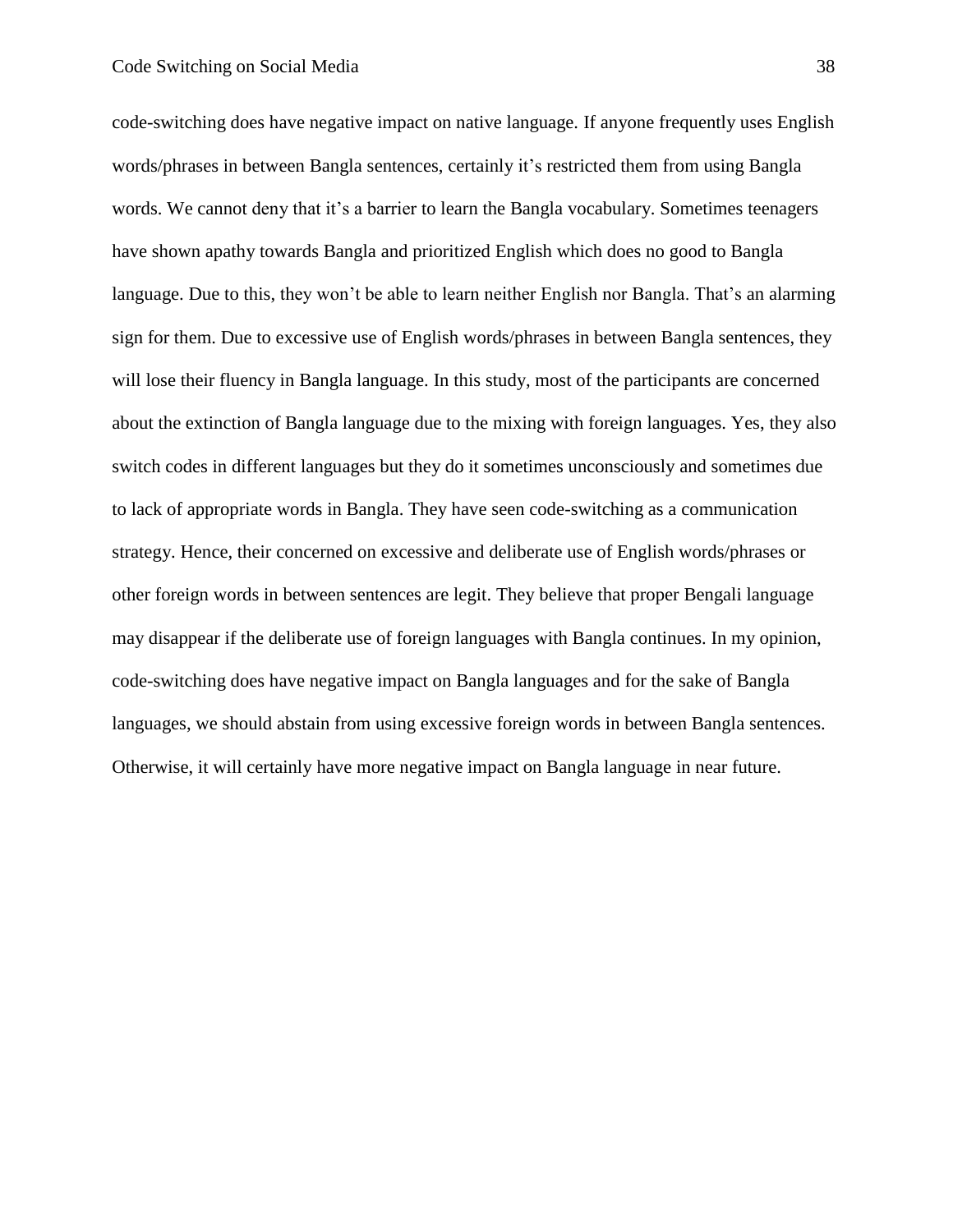code-switching does have negative impact on native language. If anyone frequently uses English words/phrases in between Bangla sentences, certainly it's restricted them from using Bangla words. We cannot deny that it's a barrier to learn the Bangla vocabulary. Sometimes teenagers have shown apathy towards Bangla and prioritized English which does no good to Bangla language. Due to this, they won't be able to learn neither English nor Bangla. That's an alarming sign for them. Due to excessive use of English words/phrases in between Bangla sentences, they will lose their fluency in Bangla language. In this study, most of the participants are concerned about the extinction of Bangla language due to the mixing with foreign languages. Yes, they also switch codes in different languages but they do it sometimes unconsciously and sometimes due to lack of appropriate words in Bangla. They have seen code-switching as a communication strategy. Hence, their concerned on excessive and deliberate use of English words/phrases or other foreign words in between sentences are legit. They believe that proper Bengali language may disappear if the deliberate use of foreign languages with Bangla continues. In my opinion, code-switching does have negative impact on Bangla languages and for the sake of Bangla languages, we should abstain from using excessive foreign words in between Bangla sentences. Otherwise, it will certainly have more negative impact on Bangla language in near future.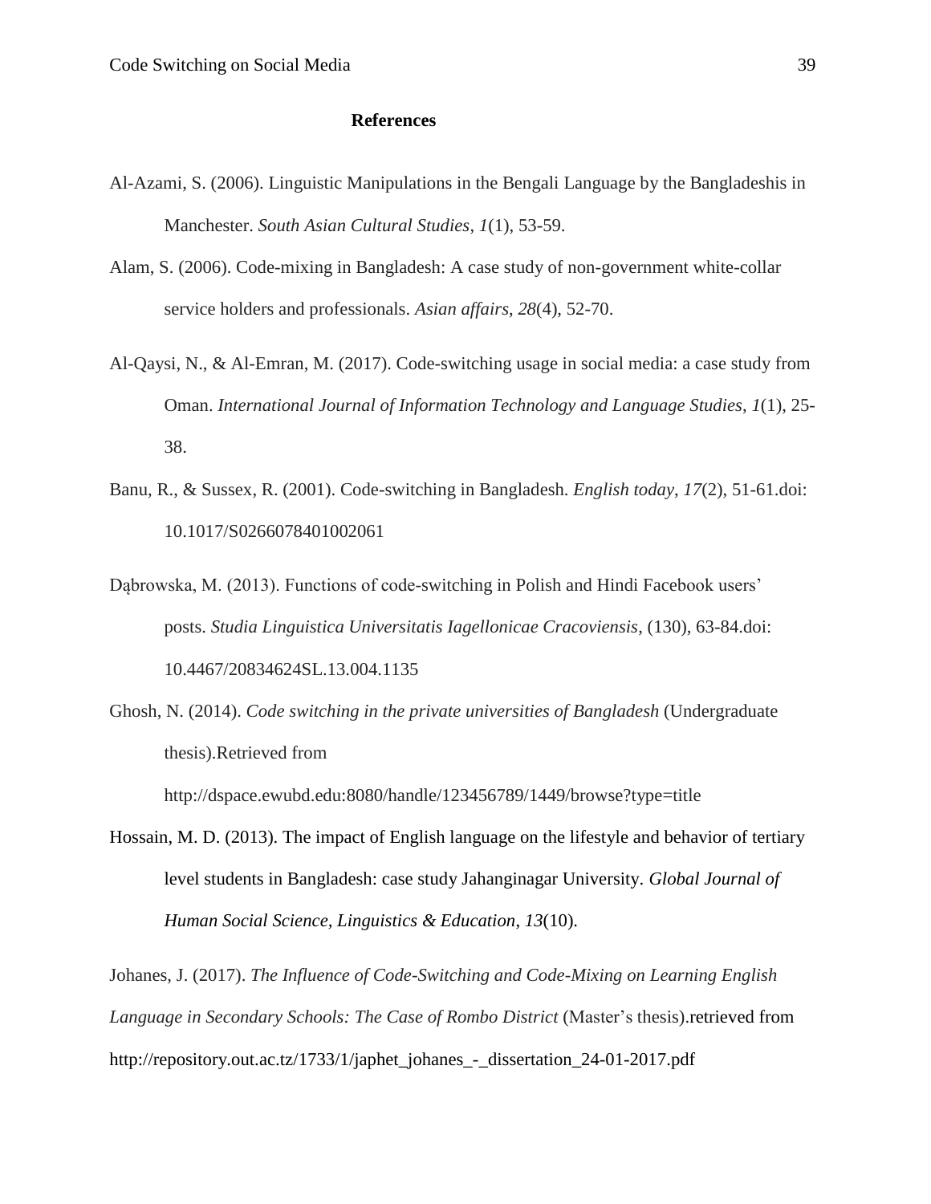# References

Al-Azami, S. (2006). Linguistic Manipulations in the Bengali Language by the Bangladeshis in Manchester. *South Asian Cultural Studies*, *1*(1), 53-59.

Alam, S. (2006). Code-mixing in Bangladesh: A case study of non-government white-collar service holders and professionals. *Asian affairs*, *28*(4), 52-70.

Al-Qaysi, N., & Al-Emran, M. (2017). Code-switching usage in social media: a case study from Oman. *International Journal of Information Technology and Language Studies*, *1*(1), 25-38.

Banu, R., & Sussex, R. (2001). Code-switching in Bangladesh. *English today*, *17*(2), 51-61.doi: 10.1017/S0266078401002061

Dąbrowska, M. (2013). Functions of code-switching in Polish and Hindi Facebook users' posts. *Studia Linguistica Universitatis Iagellonicae Cracoviensis*, (130), 63-84.doi: 10.4467/20834624SL.13.004.1135

Ghosh, N. (2014). *Code switching in the private universities of Bangladesh* (Undergraduate thesis).Retrieved from http://dspace.ewubd.edu:8080/handle/123456789/1449/browse?type=title

Hossain, M. D. (2013). The impact of English language on the lifestyle and behavior of tertiary level students in Bangladesh: case study Jahanginagar University. *Global Journal of Human Social Science, Linguistics & Education*, *13*(10).

Johanes, J. (2017). *The Influence of Code-Switching and Code-Mixing on Learning English Language in Secondary Schools: The Case of Rombo District* (Master's thesis).retrieved from http://repository.out.ac.tz/1733/1/japhet_johanes_-_dissertation_24-01-2017.pdf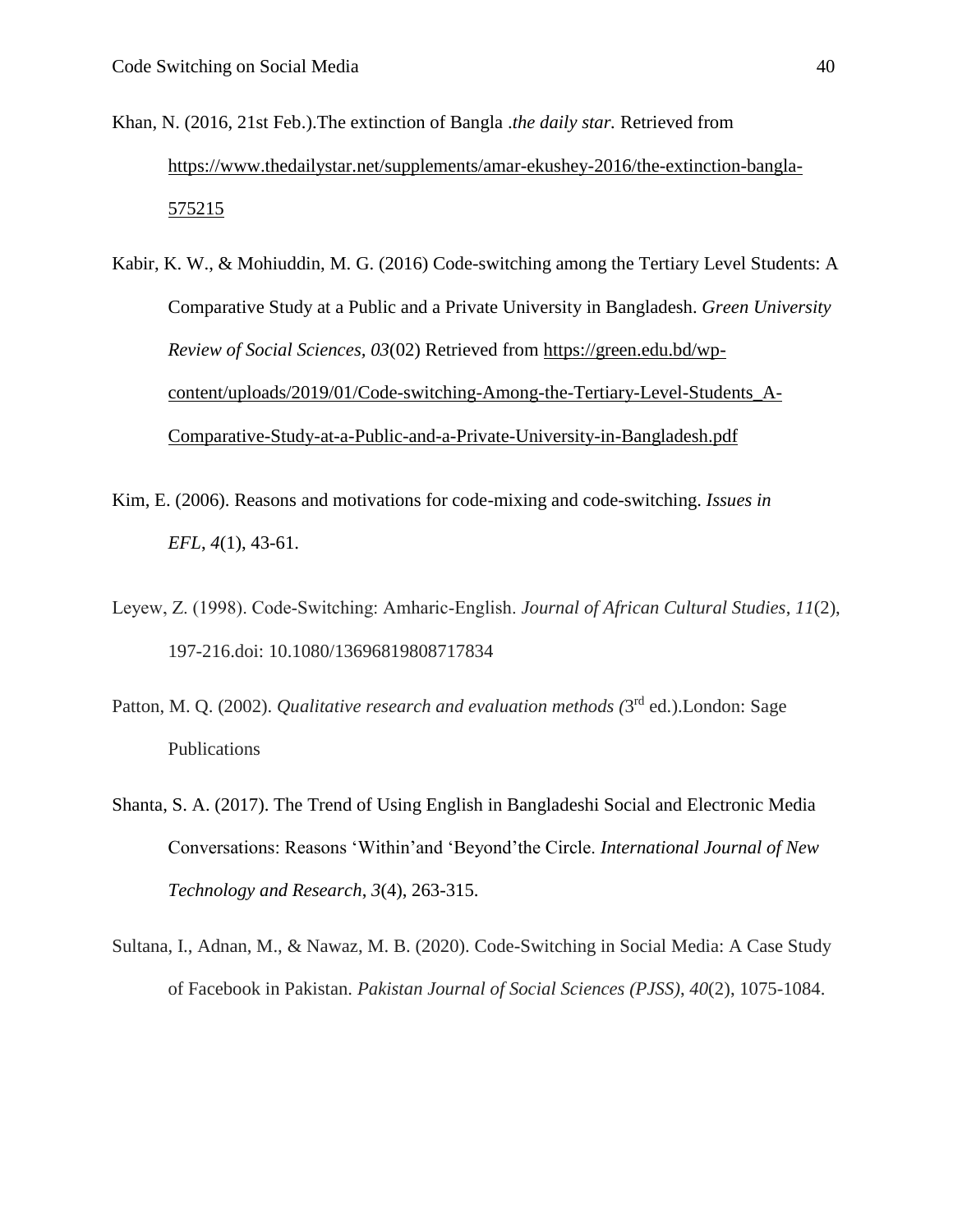Khan, N. (2016, 21st Feb.).The extinction of Bangla .*the daily star.* Retrieved from https://www.thedailystar.net/supplements/amar-ekushey-2016/the-extinction-bangla-575215

Kabir, K. W., & Mohiuddin, M. G. (2016) Code-switching among the Tertiary Level Students: A Comparative Study at a Public and a Private University in Bangladesh. *Green University Review of Social Sciences, 03*(02) Retrieved from https://green.edu.bd/wp-content/uploads/2019/01/Code-switching-Among-the-Tertiary-Level-Students_A-Comparative-Study-at-a-Public-and-a-Private-University-in-Bangladesh.pdf

Kim, E. (2006). Reasons and motivations for code-mixing and code-switching. *Issues in EFL*, *4*(1), 43-61.

Leyew, Z. (1998). Code-Switching: Amharic-English. *Journal of African Cultural Studies*, *11*(2), 197-216.doi: 10.1080/13696819808717834

Patton, M. Q. (2002). *Qualitative research and evaluation methods (*3rd ed.).London: Sage Publications

Shanta, S. A. (2017). The Trend of Using English in Bangladeshi Social and Electronic Media Conversations: Reasons 'Within'and 'Beyond'the Circle. *International Journal of New Technology and Research*, *3*(4), 263-315.

Sultana, I., Adnan, M., & Nawaz, M. B. (2020). Code-Switching in Social Media: A Case Study of Facebook in Pakistan. *Pakistan Journal of Social Sciences (PJSS)*, *40*(2), 1075-1084.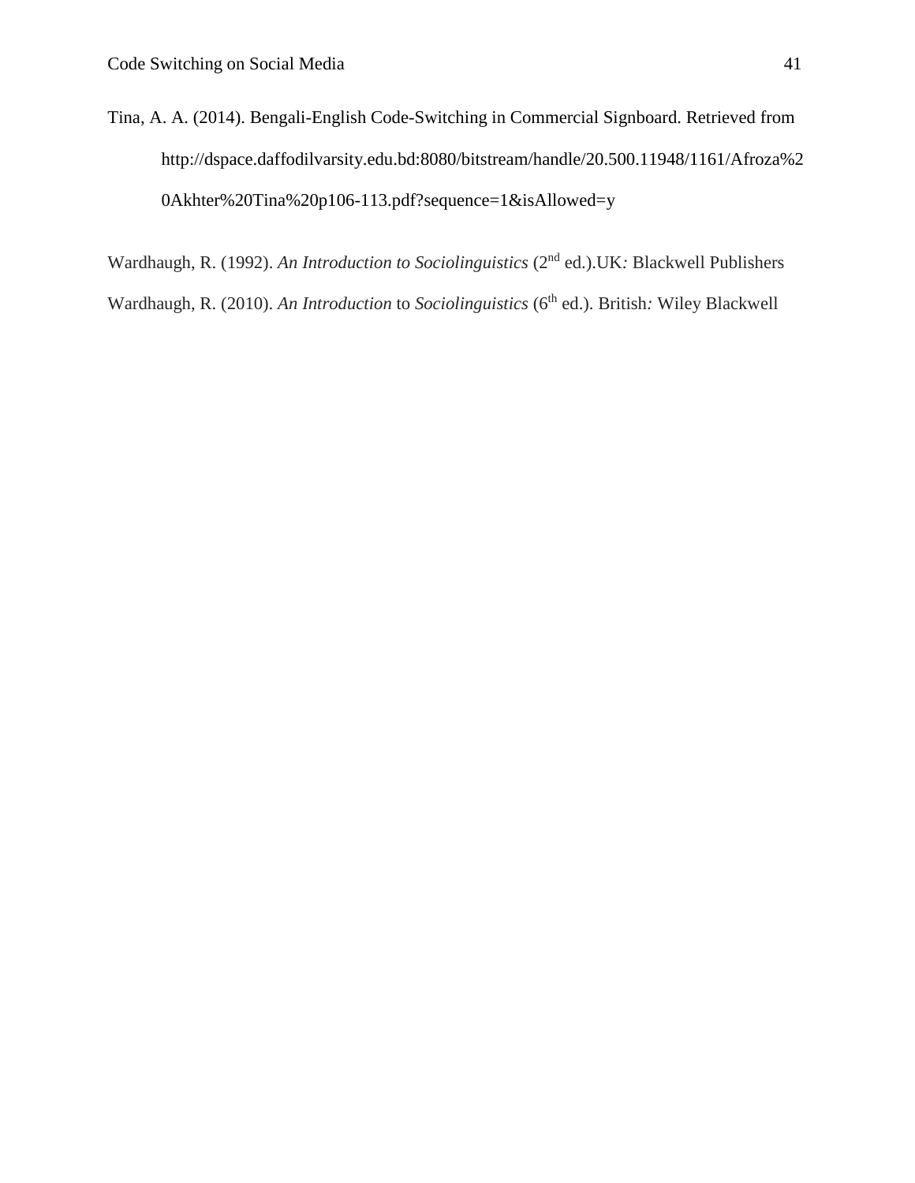Tina, A. A. (2014). Bengali-English Code-Switching in Commercial Signboard. Retrieved from http://dspace.daffodilvarsity.edu.bd:8080/bitstream/handle/20.500.11948/1161/Afroza%20Akhter%20Tina%20p106-113.pdf?sequence=1&isAllowed=y

Wardhaugh, R. (1992). *An Introduction to Sociolinguistics* (2nd ed.).UK*:* Blackwell Publishers

Wardhaugh, R. (2010). *An Introduction* to *Sociolinguistics* (6th ed.). British*:* Wiley Blackwell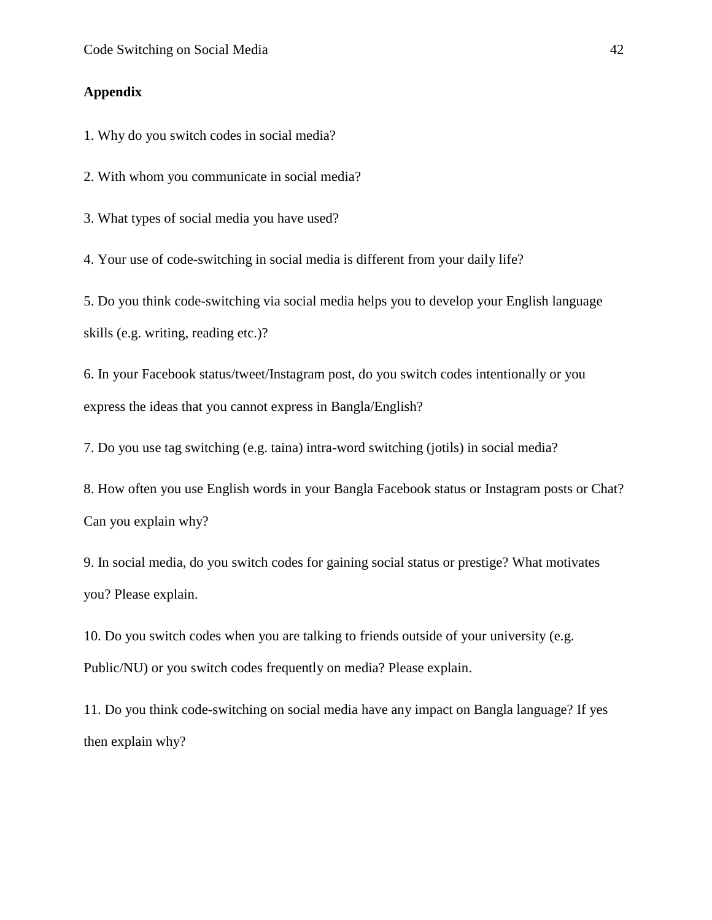## Appendix

1. Why do you switch codes in social media?

2. With whom you communicate in social media?

3. What types of social media you have used?

4. Your use of code-switching in social media is different from your daily life?

5. Do you think code-switching via social media helps you to develop your English language skills (e.g. writing, reading etc.)?

6. In your Facebook status/tweet/Instagram post, do you switch codes intentionally or you express the ideas that you cannot express in Bangla/English?

7. Do you use tag switching (e.g. taina) intra-word switching (jotils) in social media?

8. How often you use English words in your Bangla Facebook status or Instagram posts or Chat? Can you explain why?

9. In social media, do you switch codes for gaining social status or prestige? What motivates you? Please explain.

10. Do you switch codes when you are talking to friends outside of your university (e.g. Public/NU) or you switch codes frequently on media? Please explain.

11. Do you think code-switching on social media have any impact on Bangla language? If yes then explain why?